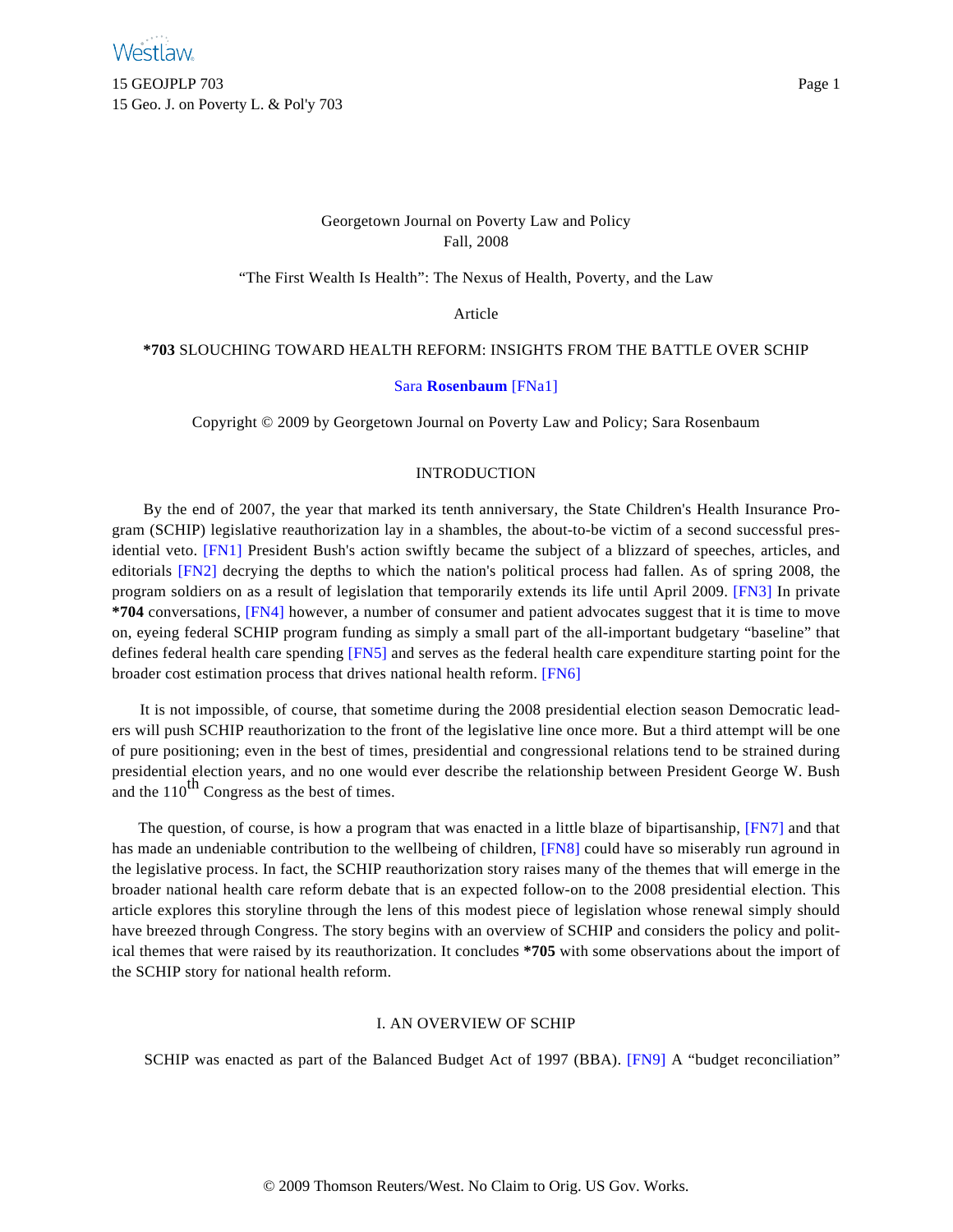Georgetown Journal on Poverty Law and Policy
Fall, 2008

"The First Wealth Is Health": The Nexus of Health, Poverty, and the Law

Article

# **\*703** SLOUCHING TOWARD HEALTH REFORM: INSIGHTS FROM THE BATTLE OVER SCHIP

Sara **Rosenbaum** [FNa1]

Copyright © 2009 by Georgetown Journal on Poverty Law and Policy; Sara Rosenbaum

## INTRODUCTION

By the end of 2007, the year that marked its tenth anniversary, the State Children's Health Insurance Program (SCHIP) legislative reauthorization lay in a shambles, the about-to-be victim of a second successful presidential veto. [FN1] President Bush's action swiftly became the subject of a blizzard of speeches, articles, and editorials [FN2] decrying the depths to which the nation's political process had fallen. As of spring 2008, the program soldiers on as a result of legislation that temporarily extends its life until April 2009. [FN3] In private **\*704** conversations, [FN4] however, a number of consumer and patient advocates suggest that it is time to move on, eyeing federal SCHIP program funding as simply a small part of the all-important budgetary "baseline" that defines federal health care spending [FN5] and serves as the federal health care expenditure starting point for the broader cost estimation process that drives national health reform. [FN6]

It is not impossible, of course, that sometime during the 2008 presidential election season Democratic leaders will push SCHIP reauthorization to the front of the legislative line once more. But a third attempt will be one of pure positioning; even in the best of times, presidential and congressional relations tend to be strained during presidential election years, and no one would ever describe the relationship between President George W. Bush and the 110th Congress as the best of times.

The question, of course, is how a program that was enacted in a little blaze of bipartisanship, [FN7] and that has made an undeniable contribution to the wellbeing of children, [FN8] could have so miserably run aground in the legislative process. In fact, the SCHIP reauthorization story raises many of the themes that will emerge in the broader national health care reform debate that is an expected follow-on to the 2008 presidential election. This article explores this storyline through the lens of this modest piece of legislation whose renewal simply should have breezed through Congress. The story begins with an overview of SCHIP and considers the policy and political themes that were raised by its reauthorization. It concludes **\*705** with some observations about the import of the SCHIP story for national health reform.

## I. AN OVERVIEW OF SCHIP

SCHIP was enacted as part of the Balanced Budget Act of 1997 (BBA). [FN9] A "budget reconciliation"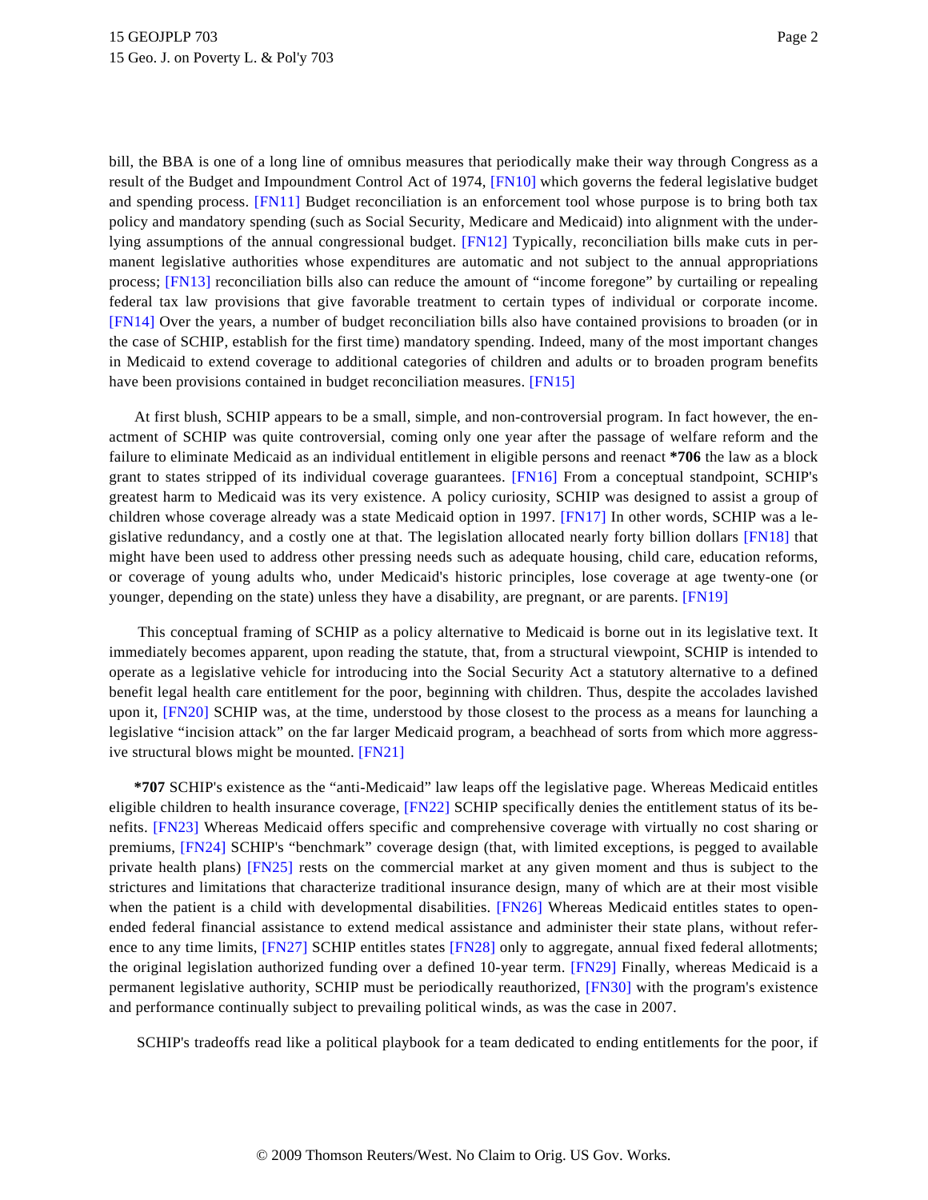bill, the BBA is one of a long line of omnibus measures that periodically make their way through Congress as a result of the Budget and Impoundment Control Act of 1974, [FN10] which governs the federal legislative budget and spending process. [FN11] Budget reconciliation is an enforcement tool whose purpose is to bring both tax policy and mandatory spending (such as Social Security, Medicare and Medicaid) into alignment with the underlying assumptions of the annual congressional budget. [FN12] Typically, reconciliation bills make cuts in permanent legislative authorities whose expenditures are automatic and not subject to the annual appropriations process; [FN13] reconciliation bills also can reduce the amount of "income foregone" by curtailing or repealing federal tax law provisions that give favorable treatment to certain types of individual or corporate income. [FN14] Over the years, a number of budget reconciliation bills also have contained provisions to broaden (or in the case of SCHIP, establish for the first time) mandatory spending. Indeed, many of the most important changes in Medicaid to extend coverage to additional categories of children and adults or to broaden program benefits have been provisions contained in budget reconciliation measures. [FN15]

At first blush, SCHIP appears to be a small, simple, and non-controversial program. In fact however, the enactment of SCHIP was quite controversial, coming only one year after the passage of welfare reform and the failure to eliminate Medicaid as an individual entitlement in eligible persons and reenact **\*706** the law as a block grant to states stripped of its individual coverage guarantees. [FN16] From a conceptual standpoint, SCHIP's greatest harm to Medicaid was its very existence. A policy curiosity, SCHIP was designed to assist a group of children whose coverage already was a state Medicaid option in 1997. [FN17] In other words, SCHIP was a legislative redundancy, and a costly one at that. The legislation allocated nearly forty billion dollars [FN18] that might have been used to address other pressing needs such as adequate housing, child care, education reforms, or coverage of young adults who, under Medicaid's historic principles, lose coverage at age twenty-one (or younger, depending on the state) unless they have a disability, are pregnant, or are parents. [FN19]

This conceptual framing of SCHIP as a policy alternative to Medicaid is borne out in its legislative text. It immediately becomes apparent, upon reading the statute, that, from a structural viewpoint, SCHIP is intended to operate as a legislative vehicle for introducing into the Social Security Act a statutory alternative to a defined benefit legal health care entitlement for the poor, beginning with children. Thus, despite the accolades lavished upon it, [FN20] SCHIP was, at the time, understood by those closest to the process as a means for launching a legislative "incision attack" on the far larger Medicaid program, a beachhead of sorts from which more aggressive structural blows might be mounted. [FN21]

**\*707** SCHIP's existence as the "anti-Medicaid" law leaps off the legislative page. Whereas Medicaid entitles eligible children to health insurance coverage, [FN22] SCHIP specifically denies the entitlement status of its benefits. [FN23] Whereas Medicaid offers specific and comprehensive coverage with virtually no cost sharing or premiums, [FN24] SCHIP's "benchmark" coverage design (that, with limited exceptions, is pegged to available private health plans) [FN25] rests on the commercial market at any given moment and thus is subject to the strictures and limitations that characterize traditional insurance design, many of which are at their most visible when the patient is a child with developmental disabilities. [FN26] Whereas Medicaid entitles states to open-ended federal financial assistance to extend medical assistance and administer their state plans, without reference to any time limits, [FN27] SCHIP entitles states [FN28] only to aggregate, annual fixed federal allotments; the original legislation authorized funding over a defined 10-year term. [FN29] Finally, whereas Medicaid is a permanent legislative authority, SCHIP must be periodically reauthorized, [FN30] with the program's existence and performance continually subject to prevailing political winds, as was the case in 2007.

SCHIP's tradeoffs read like a political playbook for a team dedicated to ending entitlements for the poor, if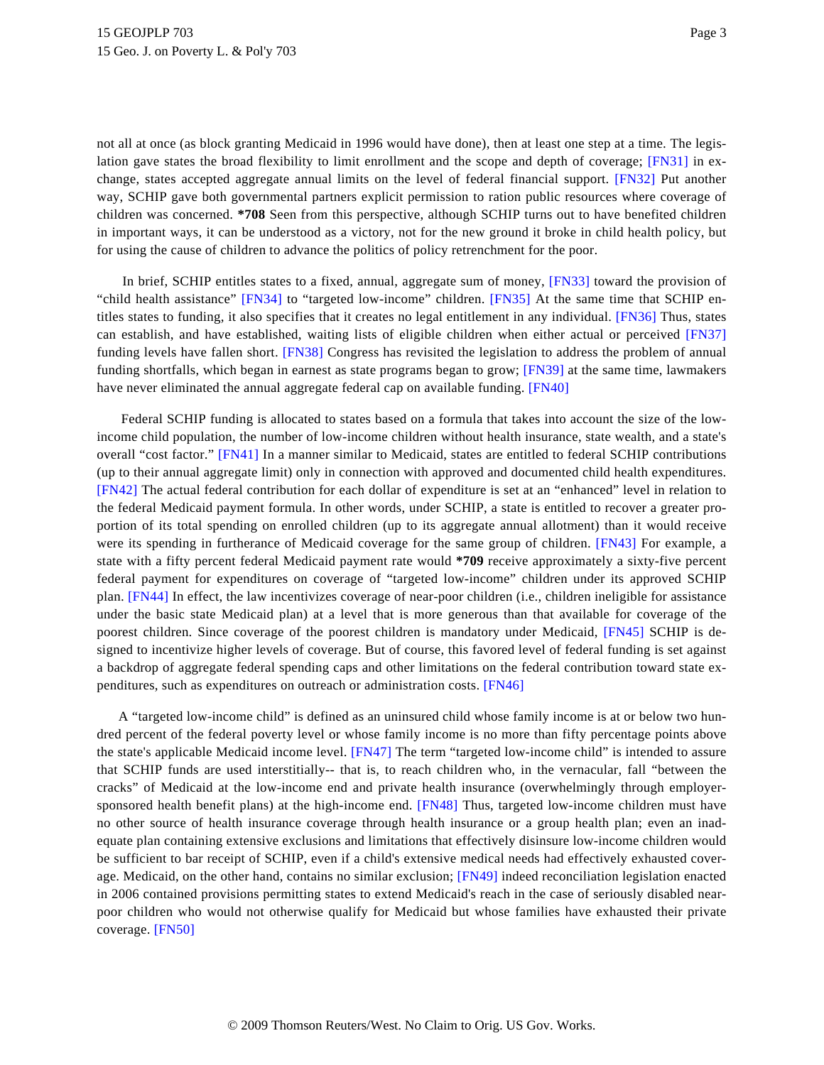not all at once (as block granting Medicaid in 1996 would have done), then at least one step at a time. The legislation gave states the broad flexibility to limit enrollment and the scope and depth of coverage; [FN31] in exchange, states accepted aggregate annual limits on the level of federal financial support. [FN32] Put another way, SCHIP gave both governmental partners explicit permission to ration public resources where coverage of children was concerned. **\*708** Seen from this perspective, although SCHIP turns out to have benefited children in important ways, it can be understood as a victory, not for the new ground it broke in child health policy, but for using the cause of children to advance the politics of policy retrenchment for the poor.

In brief, SCHIP entitles states to a fixed, annual, aggregate sum of money, [FN33] toward the provision of "child health assistance" [FN34] to "targeted low-income" children. [FN35] At the same time that SCHIP entitles states to funding, it also specifies that it creates no legal entitlement in any individual. [FN36] Thus, states can establish, and have established, waiting lists of eligible children when either actual or perceived [FN37] funding levels have fallen short. [FN38] Congress has revisited the legislation to address the problem of annual funding shortfalls, which began in earnest as state programs began to grow; [FN39] at the same time, lawmakers have never eliminated the annual aggregate federal cap on available funding. [FN40]

Federal SCHIP funding is allocated to states based on a formula that takes into account the size of the low-income child population, the number of low-income children without health insurance, state wealth, and a state's overall "cost factor." [FN41] In a manner similar to Medicaid, states are entitled to federal SCHIP contributions (up to their annual aggregate limit) only in connection with approved and documented child health expenditures. [FN42] The actual federal contribution for each dollar of expenditure is set at an "enhanced" level in relation to the federal Medicaid payment formula. In other words, under SCHIP, a state is entitled to recover a greater proportion of its total spending on enrolled children (up to its aggregate annual allotment) than it would receive were its spending in furtherance of Medicaid coverage for the same group of children. [FN43] For example, a state with a fifty percent federal Medicaid payment rate would **\*709** receive approximately a sixty-five percent federal payment for expenditures on coverage of "targeted low-income" children under its approved SCHIP plan. [FN44] In effect, the law incentivizes coverage of near-poor children (i.e., children ineligible for assistance under the basic state Medicaid plan) at a level that is more generous than that available for coverage of the poorest children. Since coverage of the poorest children is mandatory under Medicaid, [FN45] SCHIP is designed to incentivize higher levels of coverage. But of course, this favored level of federal funding is set against a backdrop of aggregate federal spending caps and other limitations on the federal contribution toward state expenditures, such as expenditures on outreach or administration costs. [FN46]

A "targeted low-income child" is defined as an uninsured child whose family income is at or below two hundred percent of the federal poverty level or whose family income is no more than fifty percentage points above the state's applicable Medicaid income level. [FN47] The term "targeted low-income child" is intended to assure that SCHIP funds are used interstitially-- that is, to reach children who, in the vernacular, fall "between the cracks" of Medicaid at the low-income end and private health insurance (overwhelmingly through employer-sponsored health benefit plans) at the high-income end. [FN48] Thus, targeted low-income children must have no other source of health insurance coverage through health insurance or a group health plan; even an inadequate plan containing extensive exclusions and limitations that effectively disinsure low-income children would be sufficient to bar receipt of SCHIP, even if a child's extensive medical needs had effectively exhausted coverage. Medicaid, on the other hand, contains no similar exclusion; [FN49] indeed reconciliation legislation enacted in 2006 contained provisions permitting states to extend Medicaid's reach in the case of seriously disabled near-poor children who would not otherwise qualify for Medicaid but whose families have exhausted their private coverage. [FN50]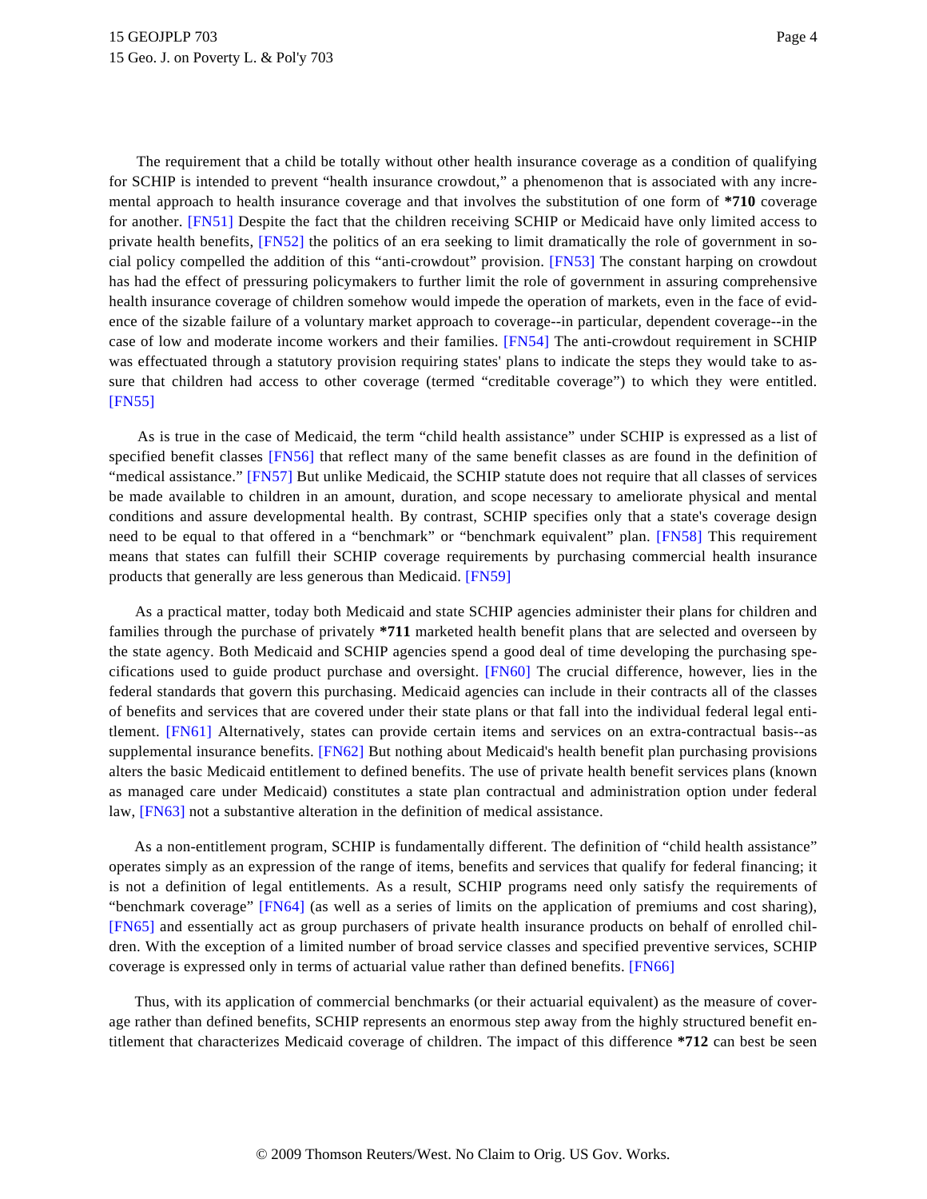The requirement that a child be totally without other health insurance coverage as a condition of qualifying for SCHIP is intended to prevent "health insurance crowdout," a phenomenon that is associated with any incremental approach to health insurance coverage and that involves the substitution of one form of **\*710** coverage for another. [FN51] Despite the fact that the children receiving SCHIP or Medicaid have only limited access to private health benefits, [FN52] the politics of an era seeking to limit dramatically the role of government in social policy compelled the addition of this "anti-crowdout" provision. [FN53] The constant harping on crowdout has had the effect of pressuring policymakers to further limit the role of government in assuring comprehensive health insurance coverage of children somehow would impede the operation of markets, even in the face of evidence of the sizable failure of a voluntary market approach to coverage--in particular, dependent coverage--in the case of low and moderate income workers and their families. [FN54] The anti-crowdout requirement in SCHIP was effectuated through a statutory provision requiring states' plans to indicate the steps they would take to assure that children had access to other coverage (termed "creditable coverage") to which they were entitled. [FN55]

As is true in the case of Medicaid, the term "child health assistance" under SCHIP is expressed as a list of specified benefit classes [FN56] that reflect many of the same benefit classes as are found in the definition of "medical assistance." [FN57] But unlike Medicaid, the SCHIP statute does not require that all classes of services be made available to children in an amount, duration, and scope necessary to ameliorate physical and mental conditions and assure developmental health. By contrast, SCHIP specifies only that a state's coverage design need to be equal to that offered in a "benchmark" or "benchmark equivalent" plan. [FN58] This requirement means that states can fulfill their SCHIP coverage requirements by purchasing commercial health insurance products that generally are less generous than Medicaid. [FN59]

As a practical matter, today both Medicaid and state SCHIP agencies administer their plans for children and families through the purchase of privately **\*711** marketed health benefit plans that are selected and overseen by the state agency. Both Medicaid and SCHIP agencies spend a good deal of time developing the purchasing specifications used to guide product purchase and oversight. [FN60] The crucial difference, however, lies in the federal standards that govern this purchasing. Medicaid agencies can include in their contracts all of the classes of benefits and services that are covered under their state plans or that fall into the individual federal legal entitlement. [FN61] Alternatively, states can provide certain items and services on an extra-contractual basis--as supplemental insurance benefits. [FN62] But nothing about Medicaid's health benefit plan purchasing provisions alters the basic Medicaid entitlement to defined benefits. The use of private health benefit services plans (known as managed care under Medicaid) constitutes a state plan contractual and administration option under federal law, [FN63] not a substantive alteration in the definition of medical assistance.

As a non-entitlement program, SCHIP is fundamentally different. The definition of "child health assistance" operates simply as an expression of the range of items, benefits and services that qualify for federal financing; it is not a definition of legal entitlements. As a result, SCHIP programs need only satisfy the requirements of "benchmark coverage" [FN64] (as well as a series of limits on the application of premiums and cost sharing), [FN65] and essentially act as group purchasers of private health insurance products on behalf of enrolled children. With the exception of a limited number of broad service classes and specified preventive services, SCHIP coverage is expressed only in terms of actuarial value rather than defined benefits. [FN66]

Thus, with its application of commercial benchmarks (or their actuarial equivalent) as the measure of coverage rather than defined benefits, SCHIP represents an enormous step away from the highly structured benefit entitlement that characterizes Medicaid coverage of children. The impact of this difference **\*712** can best be seen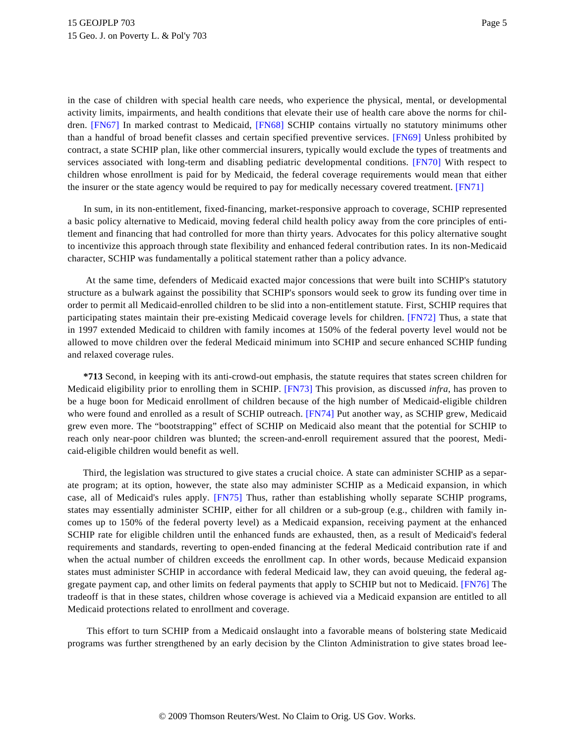in the case of children with special health care needs, who experience the physical, mental, or developmental activity limits, impairments, and health conditions that elevate their use of health care above the norms for children. [FN67] In marked contrast to Medicaid, [FN68] SCHIP contains virtually no statutory minimums other than a handful of broad benefit classes and certain specified preventive services. [FN69] Unless prohibited by contract, a state SCHIP plan, like other commercial insurers, typically would exclude the types of treatments and services associated with long-term and disabling pediatric developmental conditions. [FN70] With respect to children whose enrollment is paid for by Medicaid, the federal coverage requirements would mean that either the insurer or the state agency would be required to pay for medically necessary covered treatment. [FN71]

In sum, in its non-entitlement, fixed-financing, market-responsive approach to coverage, SCHIP represented a basic policy alternative to Medicaid, moving federal child health policy away from the core principles of entitlement and financing that had controlled for more than thirty years. Advocates for this policy alternative sought to incentivize this approach through state flexibility and enhanced federal contribution rates. In its non-Medicaid character, SCHIP was fundamentally a political statement rather than a policy advance.

At the same time, defenders of Medicaid exacted major concessions that were built into SCHIP's statutory structure as a bulwark against the possibility that SCHIP's sponsors would seek to grow its funding over time in order to permit all Medicaid-enrolled children to be slid into a non-entitlement statute. First, SCHIP requires that participating states maintain their pre-existing Medicaid coverage levels for children. [FN72] Thus, a state that in 1997 extended Medicaid to children with family incomes at 150% of the federal poverty level would not be allowed to move children over the federal Medicaid minimum into SCHIP and secure enhanced SCHIP funding and relaxed coverage rules.

**\*713** Second, in keeping with its anti-crowd-out emphasis, the statute requires that states screen children for Medicaid eligibility prior to enrolling them in SCHIP. [FN73] This provision, as discussed *infra*, has proven to be a huge boon for Medicaid enrollment of children because of the high number of Medicaid-eligible children who were found and enrolled as a result of SCHIP outreach. [FN74] Put another way, as SCHIP grew, Medicaid grew even more. The "bootstrapping" effect of SCHIP on Medicaid also meant that the potential for SCHIP to reach only near-poor children was blunted; the screen-and-enroll requirement assured that the poorest, Medicaid-eligible children would benefit as well.

Third, the legislation was structured to give states a crucial choice. A state can administer SCHIP as a separate program; at its option, however, the state also may administer SCHIP as a Medicaid expansion, in which case, all of Medicaid's rules apply. [FN75] Thus, rather than establishing wholly separate SCHIP programs, states may essentially administer SCHIP, either for all children or a sub-group (e.g., children with family incomes up to 150% of the federal poverty level) as a Medicaid expansion, receiving payment at the enhanced SCHIP rate for eligible children until the enhanced funds are exhausted, then, as a result of Medicaid's federal requirements and standards, reverting to open-ended financing at the federal Medicaid contribution rate if and when the actual number of children exceeds the enrollment cap. In other words, because Medicaid expansion states must administer SCHIP in accordance with federal Medicaid law, they can avoid queuing, the federal aggregate payment cap, and other limits on federal payments that apply to SCHIP but not to Medicaid. [FN76] The tradeoff is that in these states, children whose coverage is achieved via a Medicaid expansion are entitled to all Medicaid protections related to enrollment and coverage.

This effort to turn SCHIP from a Medicaid onslaught into a favorable means of bolstering state Medicaid programs was further strengthened by an early decision by the Clinton Administration to give states broad lee-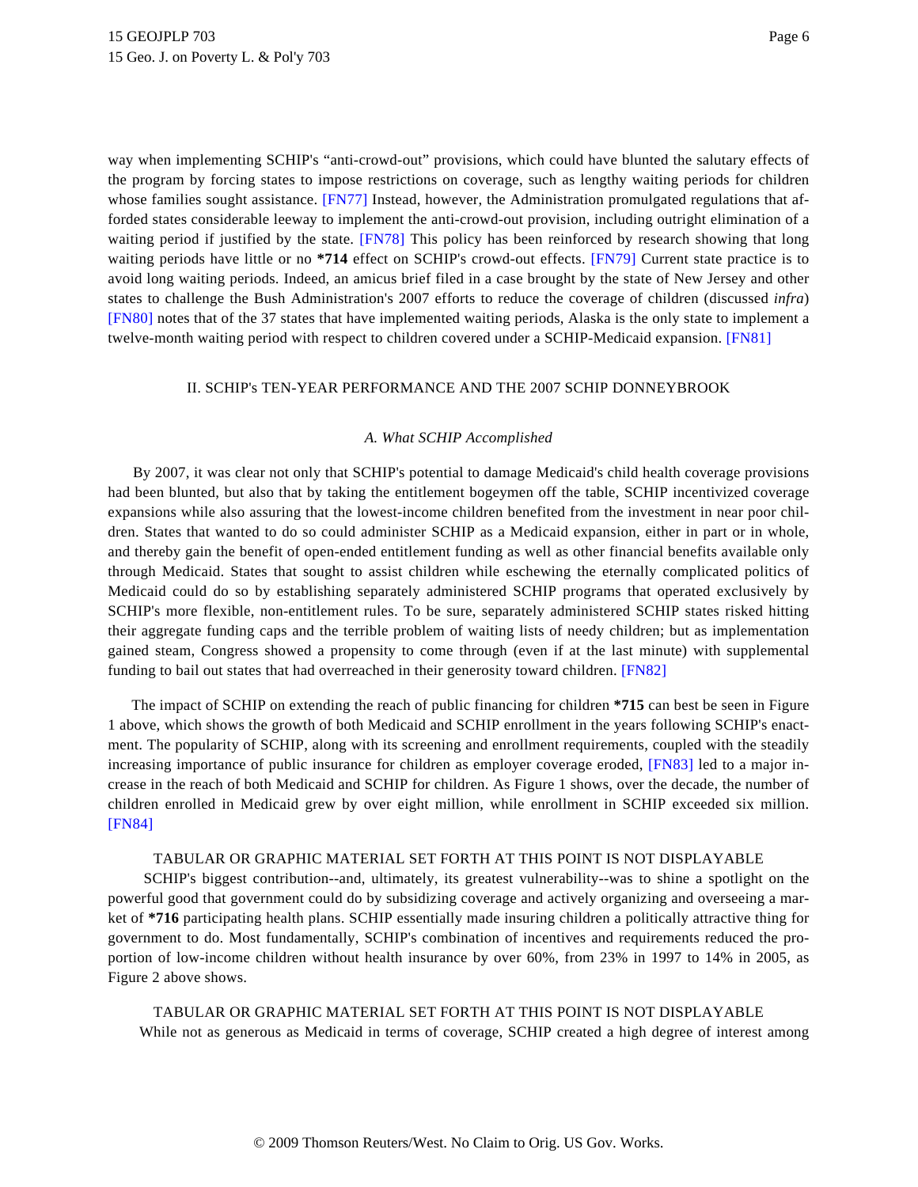way when implementing SCHIP's "anti-crowd-out" provisions, which could have blunted the salutary effects of the program by forcing states to impose restrictions on coverage, such as lengthy waiting periods for children whose families sought assistance. [FN77] Instead, however, the Administration promulgated regulations that afforded states considerable leeway to implement the anti-crowd-out provision, including outright elimination of a waiting period if justified by the state. [FN78] This policy has been reinforced by research showing that long waiting periods have little or no **\*714** effect on SCHIP's crowd-out effects. [FN79] Current state practice is to avoid long waiting periods. Indeed, an amicus brief filed in a case brought by the state of New Jersey and other states to challenge the Bush Administration's 2007 efforts to reduce the coverage of children (discussed *infra*) [FN80] notes that of the 37 states that have implemented waiting periods, Alaska is the only state to implement a twelve-month waiting period with respect to children covered under a SCHIP-Medicaid expansion. [FN81]

## II. SCHIP's TEN-YEAR PERFORMANCE AND THE 2007 SCHIP DONNEYBROOK

### *A. What SCHIP Accomplished*

By 2007, it was clear not only that SCHIP's potential to damage Medicaid's child health coverage provisions had been blunted, but also that by taking the entitlement bogeymen off the table, SCHIP incentivized coverage expansions while also assuring that the lowest-income children benefited from the investment in near poor children. States that wanted to do so could administer SCHIP as a Medicaid expansion, either in part or in whole, and thereby gain the benefit of open-ended entitlement funding as well as other financial benefits available only through Medicaid. States that sought to assist children while eschewing the eternally complicated politics of Medicaid could do so by establishing separately administered SCHIP programs that operated exclusively by SCHIP's more flexible, non-entitlement rules. To be sure, separately administered SCHIP states risked hitting their aggregate funding caps and the terrible problem of waiting lists of needy children; but as implementation gained steam, Congress showed a propensity to come through (even if at the last minute) with supplemental funding to bail out states that had overreached in their generosity toward children. [FN82]

The impact of SCHIP on extending the reach of public financing for children **\*715** can best be seen in Figure 1 above, which shows the growth of both Medicaid and SCHIP enrollment in the years following SCHIP's enactment. The popularity of SCHIP, along with its screening and enrollment requirements, coupled with the steadily increasing importance of public insurance for children as employer coverage eroded, [FN83] led to a major increase in the reach of both Medicaid and SCHIP for children. As Figure 1 shows, over the decade, the number of children enrolled in Medicaid grew by over eight million, while enrollment in SCHIP exceeded six million. [FN84]

TABULAR OR GRAPHIC MATERIAL SET FORTH AT THIS POINT IS NOT DISPLAYABLE

SCHIP's biggest contribution--and, ultimately, its greatest vulnerability--was to shine a spotlight on the powerful good that government could do by subsidizing coverage and actively organizing and overseeing a market of **\*716** participating health plans. SCHIP essentially made insuring children a politically attractive thing for government to do. Most fundamentally, SCHIP's combination of incentives and requirements reduced the proportion of low-income children without health insurance by over 60%, from 23% in 1997 to 14% in 2005, as Figure 2 above shows.

TABULAR OR GRAPHIC MATERIAL SET FORTH AT THIS POINT IS NOT DISPLAYABLE

While not as generous as Medicaid in terms of coverage, SCHIP created a high degree of interest among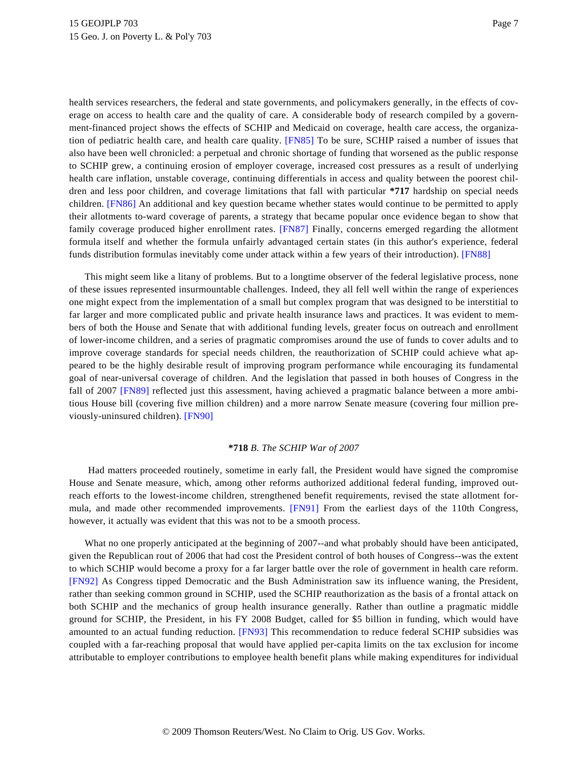health services researchers, the federal and state governments, and policymakers generally, in the effects of coverage on access to health care and the quality of care. A considerable body of research compiled by a government-financed project shows the effects of SCHIP and Medicaid on coverage, health care access, the organization of pediatric health care, and health care quality. [FN85] To be sure, SCHIP raised a number of issues that also have been well chronicled: a perpetual and chronic shortage of funding that worsened as the public response to SCHIP grew, a continuing erosion of employer coverage, increased cost pressures as a result of underlying health care inflation, unstable coverage, continuing differentials in access and quality between the poorest children and less poor children, and coverage limitations that fall with particular **\*717** hardship on special needs children. [FN86] An additional and key question became whether states would continue to be permitted to apply their allotments to-ward coverage of parents, a strategy that became popular once evidence began to show that family coverage produced higher enrollment rates. [FN87] Finally, concerns emerged regarding the allotment formula itself and whether the formula unfairly advantaged certain states (in this author's experience, federal funds distribution formulas inevitably come under attack within a few years of their introduction). [FN88]

This might seem like a litany of problems. But to a longtime observer of the federal legislative process, none of these issues represented insurmountable challenges. Indeed, they all fell well within the range of experiences one might expect from the implementation of a small but complex program that was designed to be interstitial to far larger and more complicated public and private health insurance laws and practices. It was evident to members of both the House and Senate that with additional funding levels, greater focus on outreach and enrollment of lower-income children, and a series of pragmatic compromises around the use of funds to cover adults and to improve coverage standards for special needs children, the reauthorization of SCHIP could achieve what appeared to be the highly desirable result of improving program performance while encouraging its fundamental goal of near-universal coverage of children. And the legislation that passed in both houses of Congress in the fall of 2007 [FN89] reflected just this assessment, having achieved a pragmatic balance between a more ambitious House bill (covering five million children) and a more narrow Senate measure (covering four million previously-uninsured children). [FN90]

### **\*718** *B. The SCHIP War of 2007*

Had matters proceeded routinely, sometime in early fall, the President would have signed the compromise House and Senate measure, which, among other reforms authorized additional federal funding, improved outreach efforts to the lowest-income children, strengthened benefit requirements, revised the state allotment formula, and made other recommended improvements. [FN91] From the earliest days of the 110th Congress, however, it actually was evident that this was not to be a smooth process.

What no one properly anticipated at the beginning of 2007--and what probably should have been anticipated, given the Republican rout of 2006 that had cost the President control of both houses of Congress--was the extent to which SCHIP would become a proxy for a far larger battle over the role of government in health care reform. [FN92] As Congress tipped Democratic and the Bush Administration saw its influence waning, the President, rather than seeking common ground in SCHIP, used the SCHIP reauthorization as the basis of a frontal attack on both SCHIP and the mechanics of group health insurance generally. Rather than outline a pragmatic middle ground for SCHIP, the President, in his FY 2008 Budget, called for $5 billion in funding, which would have amounted to an actual funding reduction. [FN93] This recommendation to reduce federal SCHIP subsidies was coupled with a far-reaching proposal that would have applied per-capita limits on the tax exclusion for income attributable to employer contributions to employee health benefit plans while making expenditures for individual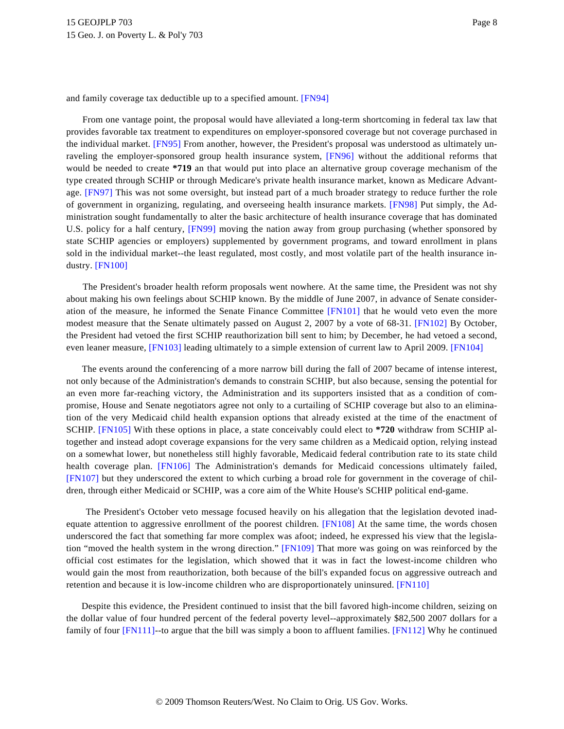and family coverage tax deductible up to a specified amount. [FN94]

From one vantage point, the proposal would have alleviated a long-term shortcoming in federal tax law that provides favorable tax treatment to expenditures on employer-sponsored coverage but not coverage purchased in the individual market. [FN95] From another, however, the President's proposal was understood as ultimately unraveling the employer-sponsored group health insurance system, [FN96] without the additional reforms that would be needed to create **\*719** an that would put into place an alternative group coverage mechanism of the type created through SCHIP or through Medicare's private health insurance market, known as Medicare Advantage. [FN97] This was not some oversight, but instead part of a much broader strategy to reduce further the role of government in organizing, regulating, and overseeing health insurance markets. [FN98] Put simply, the Administration sought fundamentally to alter the basic architecture of health insurance coverage that has dominated U.S. policy for a half century, [FN99] moving the nation away from group purchasing (whether sponsored by state SCHIP agencies or employers) supplemented by government programs, and toward enrollment in plans sold in the individual market--the least regulated, most costly, and most volatile part of the health insurance industry. [FN100]

The President's broader health reform proposals went nowhere. At the same time, the President was not shy about making his own feelings about SCHIP known. By the middle of June 2007, in advance of Senate consideration of the measure, he informed the Senate Finance Committee [FN101] that he would veto even the more modest measure that the Senate ultimately passed on August 2, 2007 by a vote of 68-31. [FN102] By October, the President had vetoed the first SCHIP reauthorization bill sent to him; by December, he had vetoed a second, even leaner measure, [FN103] leading ultimately to a simple extension of current law to April 2009. [FN104]

The events around the conferencing of a more narrow bill during the fall of 2007 became of intense interest, not only because of the Administration's demands to constrain SCHIP, but also because, sensing the potential for an even more far-reaching victory, the Administration and its supporters insisted that as a condition of compromise, House and Senate negotiators agree not only to a curtailing of SCHIP coverage but also to an elimination of the very Medicaid child health expansion options that already existed at the time of the enactment of SCHIP. [FN105] With these options in place, a state conceivably could elect to **\*720** withdraw from SCHIP altogether and instead adopt coverage expansions for the very same children as a Medicaid option, relying instead on a somewhat lower, but nonetheless still highly favorable, Medicaid federal contribution rate to its state child health coverage plan. [FN106] The Administration's demands for Medicaid concessions ultimately failed, [FN107] but they underscored the extent to which curbing a broad role for government in the coverage of children, through either Medicaid or SCHIP, was a core aim of the White House's SCHIP political end-game.

The President's October veto message focused heavily on his allegation that the legislation devoted inadequate attention to aggressive enrollment of the poorest children. [FN108] At the same time, the words chosen underscored the fact that something far more complex was afoot; indeed, he expressed his view that the legislation "moved the health system in the wrong direction." [FN109] That more was going on was reinforced by the official cost estimates for the legislation, which showed that it was in fact the lowest-income children who would gain the most from reauthorization, both because of the bill's expanded focus on aggressive outreach and retention and because it is low-income children who are disproportionately uninsured. [FN110]

Despite this evidence, the President continued to insist that the bill favored high-income children, seizing on the dollar value of four hundred percent of the federal poverty level--approximately $82,500 2007 dollars for a family of four [FN111]--to argue that the bill was simply a boon to affluent families. [FN112] Why he continued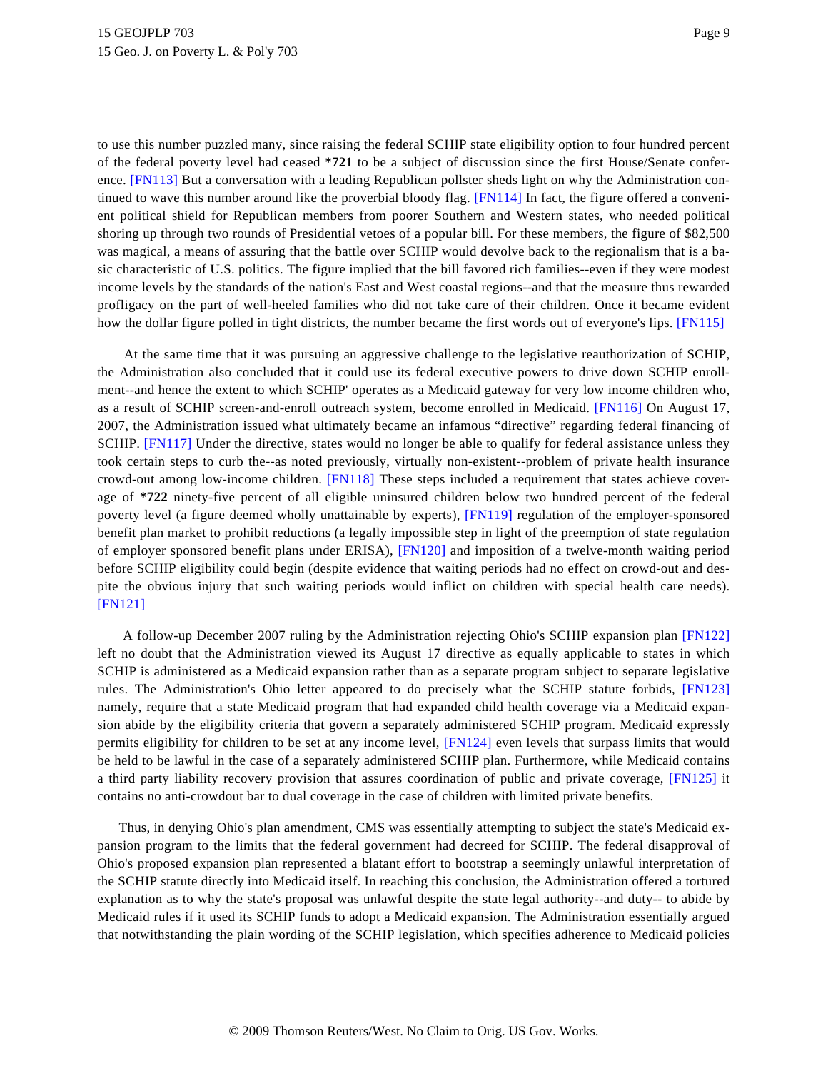to use this number puzzled many, since raising the federal SCHIP state eligibility option to four hundred percent of the federal poverty level had ceased **\*721** to be a subject of discussion since the first House/Senate conference. [FN113] But a conversation with a leading Republican pollster sheds light on why the Administration continued to wave this number around like the proverbial bloody flag. [FN114] In fact, the figure offered a convenient political shield for Republican members from poorer Southern and Western states, who needed political shoring up through two rounds of Presidential vetoes of a popular bill. For these members, the figure of $82,500 was magical, a means of assuring that the battle over SCHIP would devolve back to the regionalism that is a basic characteristic of U.S. politics. The figure implied that the bill favored rich families--even if they were modest income levels by the standards of the nation's East and West coastal regions--and that the measure thus rewarded profligacy on the part of well-heeled families who did not take care of their children. Once it became evident how the dollar figure polled in tight districts, the number became the first words out of everyone's lips. [FN115]

At the same time that it was pursuing an aggressive challenge to the legislative reauthorization of SCHIP, the Administration also concluded that it could use its federal executive powers to drive down SCHIP enrollment--and hence the extent to which SCHIP' operates as a Medicaid gateway for very low income children who, as a result of SCHIP screen-and-enroll outreach system, become enrolled in Medicaid. [FN116] On August 17, 2007, the Administration issued what ultimately became an infamous "directive" regarding federal financing of SCHIP. [FN117] Under the directive, states would no longer be able to qualify for federal assistance unless they took certain steps to curb the--as noted previously, virtually non-existent--problem of private health insurance crowd-out among low-income children. [FN118] These steps included a requirement that states achieve coverage of **\*722** ninety-five percent of all eligible uninsured children below two hundred percent of the federal poverty level (a figure deemed wholly unattainable by experts), [FN119] regulation of the employer-sponsored benefit plan market to prohibit reductions (a legally impossible step in light of the preemption of state regulation of employer sponsored benefit plans under ERISA), [FN120] and imposition of a twelve-month waiting period before SCHIP eligibility could begin (despite evidence that waiting periods had no effect on crowd-out and despite the obvious injury that such waiting periods would inflict on children with special health care needs). [FN121]

A follow-up December 2007 ruling by the Administration rejecting Ohio's SCHIP expansion plan [FN122] left no doubt that the Administration viewed its August 17 directive as equally applicable to states in which SCHIP is administered as a Medicaid expansion rather than as a separate program subject to separate legislative rules. The Administration's Ohio letter appeared to do precisely what the SCHIP statute forbids, [FN123] namely, require that a state Medicaid program that had expanded child health coverage via a Medicaid expansion abide by the eligibility criteria that govern a separately administered SCHIP program. Medicaid expressly permits eligibility for children to be set at any income level, [FN124] even levels that surpass limits that would be held to be lawful in the case of a separately administered SCHIP plan. Furthermore, while Medicaid contains a third party liability recovery provision that assures coordination of public and private coverage, [FN125] it contains no anti-crowdout bar to dual coverage in the case of children with limited private benefits.

Thus, in denying Ohio's plan amendment, CMS was essentially attempting to subject the state's Medicaid expansion program to the limits that the federal government had decreed for SCHIP. The federal disapproval of Ohio's proposed expansion plan represented a blatant effort to bootstrap a seemingly unlawful interpretation of the SCHIP statute directly into Medicaid itself. In reaching this conclusion, the Administration offered a tortured explanation as to why the state's proposal was unlawful despite the state legal authority--and duty-- to abide by Medicaid rules if it used its SCHIP funds to adopt a Medicaid expansion. The Administration essentially argued that notwithstanding the plain wording of the SCHIP legislation, which specifies adherence to Medicaid policies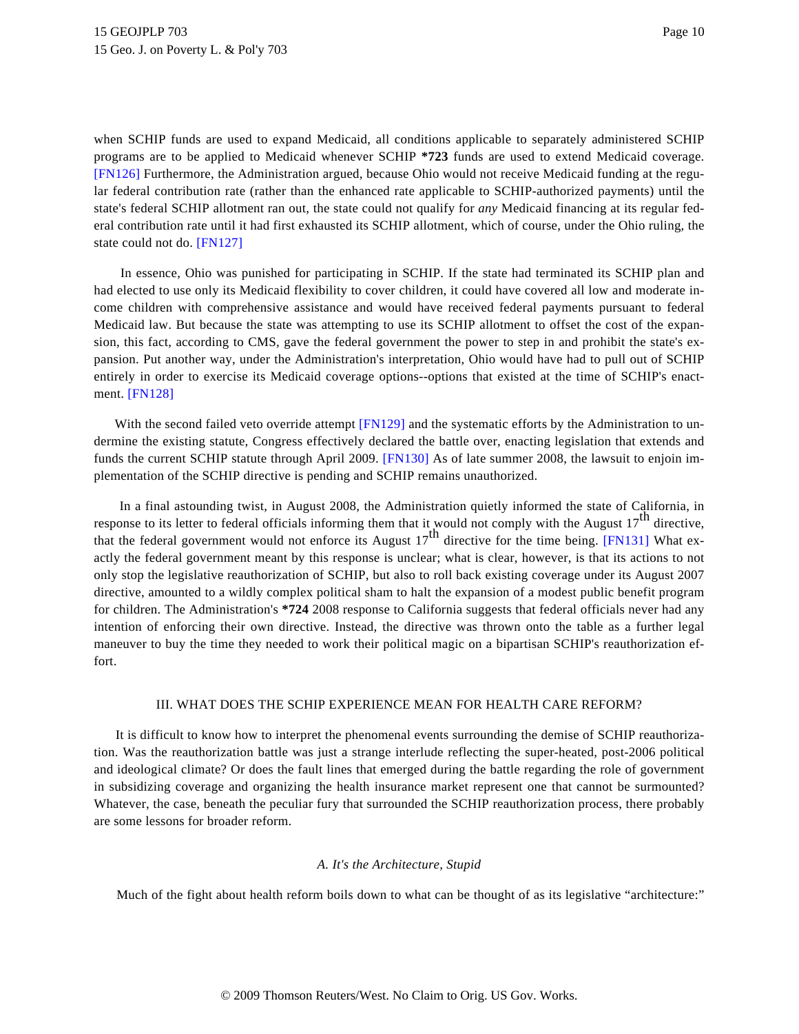when SCHIP funds are used to expand Medicaid, all conditions applicable to separately administered SCHIP programs are to be applied to Medicaid whenever SCHIP **\*723** funds are used to extend Medicaid coverage. [FN126] Furthermore, the Administration argued, because Ohio would not receive Medicaid funding at the regular federal contribution rate (rather than the enhanced rate applicable to SCHIP-authorized payments) until the state's federal SCHIP allotment ran out, the state could not qualify for *any* Medicaid financing at its regular federal contribution rate until it had first exhausted its SCHIP allotment, which of course, under the Ohio ruling, the state could not do. [FN127]

In essence, Ohio was punished for participating in SCHIP. If the state had terminated its SCHIP plan and had elected to use only its Medicaid flexibility to cover children, it could have covered all low and moderate income children with comprehensive assistance and would have received federal payments pursuant to federal Medicaid law. But because the state was attempting to use its SCHIP allotment to offset the cost of the expansion, this fact, according to CMS, gave the federal government the power to step in and prohibit the state's expansion. Put another way, under the Administration's interpretation, Ohio would have had to pull out of SCHIP entirely in order to exercise its Medicaid coverage options--options that existed at the time of SCHIP's enactment. [FN128]

With the second failed veto override attempt [FN129] and the systematic efforts by the Administration to undermine the existing statute, Congress effectively declared the battle over, enacting legislation that extends and funds the current SCHIP statute through April 2009. [FN130] As of late summer 2008, the lawsuit to enjoin implementation of the SCHIP directive is pending and SCHIP remains unauthorized.

In a final astounding twist, in August 2008, the Administration quietly informed the state of California, in response to its letter to federal officials informing them that it would not comply with the August 17th directive, that the federal government would not enforce its August 17th directive for the time being. [FN131] What exactly the federal government meant by this response is unclear; what is clear, however, is that its actions to not only stop the legislative reauthorization of SCHIP, but also to roll back existing coverage under its August 2007 directive, amounted to a wildly complex political sham to halt the expansion of a modest public benefit program for children. The Administration's **\*724** 2008 response to California suggests that federal officials never had any intention of enforcing their own directive. Instead, the directive was thrown onto the table as a further legal maneuver to buy the time they needed to work their political magic on a bipartisan SCHIP's reauthorization effort.

## III. WHAT DOES THE SCHIP EXPERIENCE MEAN FOR HEALTH CARE REFORM?

It is difficult to know how to interpret the phenomenal events surrounding the demise of SCHIP reauthorization. Was the reauthorization battle was just a strange interlude reflecting the super-heated, post-2006 political and ideological climate? Or does the fault lines that emerged during the battle regarding the role of government in subsidizing coverage and organizing the health insurance market represent one that cannot be surmounted? Whatever, the case, beneath the peculiar fury that surrounded the SCHIP reauthorization process, there probably are some lessons for broader reform.

### *A. It's the Architecture, Stupid*

Much of the fight about health reform boils down to what can be thought of as its legislative "architecture:"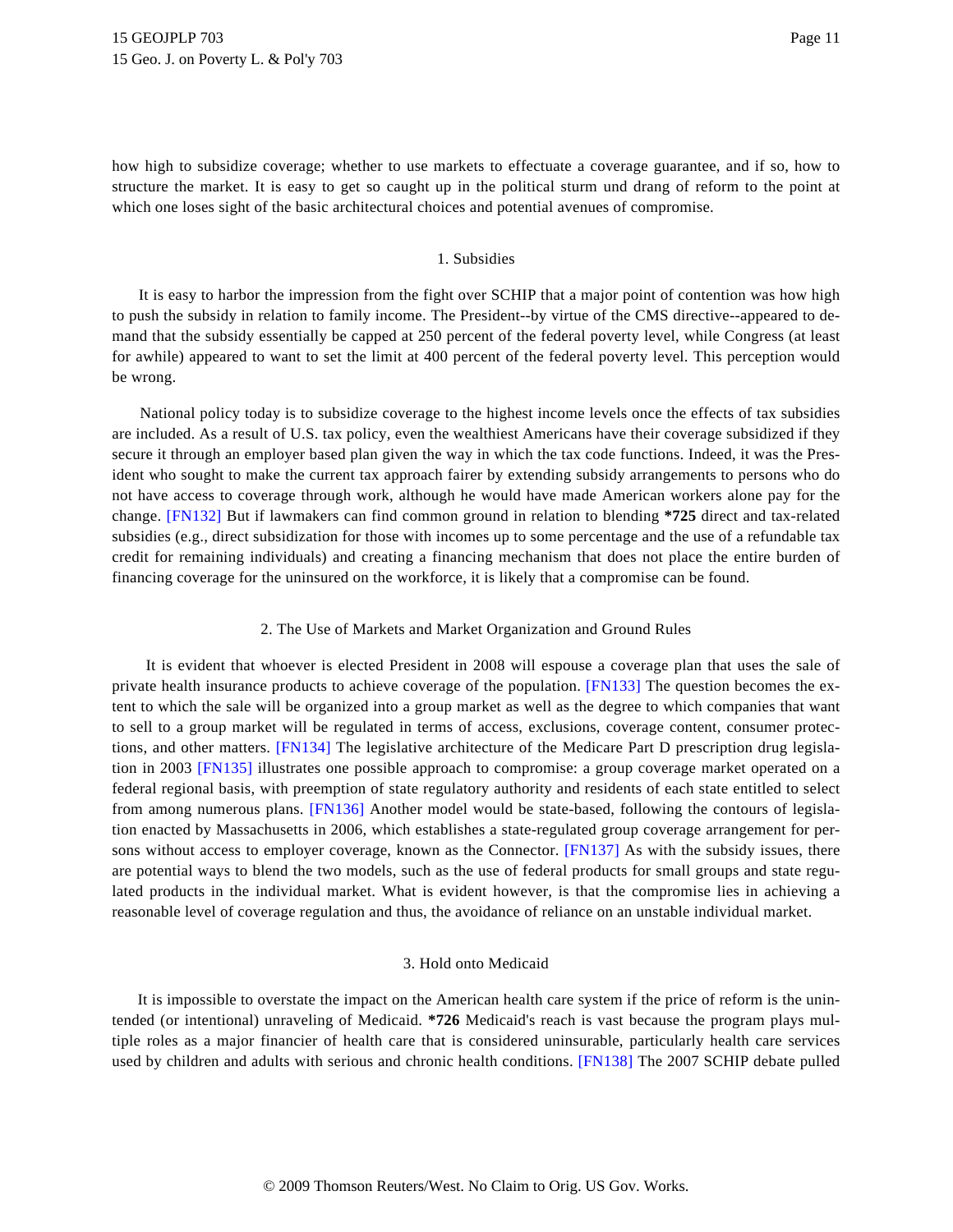how high to subsidize coverage; whether to use markets to effectuate a coverage guarantee, and if so, how to structure the market. It is easy to get so caught up in the political sturm und drang of reform to the point at which one loses sight of the basic architectural choices and potential avenues of compromise.

### 1. Subsidies

It is easy to harbor the impression from the fight over SCHIP that a major point of contention was how high to push the subsidy in relation to family income. The President--by virtue of the CMS directive--appeared to demand that the subsidy essentially be capped at 250 percent of the federal poverty level, while Congress (at least for awhile) appeared to want to set the limit at 400 percent of the federal poverty level. This perception would be wrong.

National policy today is to subsidize coverage to the highest income levels once the effects of tax subsidies are included. As a result of U.S. tax policy, even the wealthiest Americans have their coverage subsidized if they secure it through an employer based plan given the way in which the tax code functions. Indeed, it was the President who sought to make the current tax approach fairer by extending subsidy arrangements to persons who do not have access to coverage through work, although he would have made American workers alone pay for the change. [FN132] But if lawmakers can find common ground in relation to blending **\*725** direct and tax-related subsidies (e.g., direct subsidization for those with incomes up to some percentage and the use of a refundable tax credit for remaining individuals) and creating a financing mechanism that does not place the entire burden of financing coverage for the uninsured on the workforce, it is likely that a compromise can be found.

### 2. The Use of Markets and Market Organization and Ground Rules

It is evident that whoever is elected President in 2008 will espouse a coverage plan that uses the sale of private health insurance products to achieve coverage of the population. [FN133] The question becomes the extent to which the sale will be organized into a group market as well as the degree to which companies that want to sell to a group market will be regulated in terms of access, exclusions, coverage content, consumer protections, and other matters. [FN134] The legislative architecture of the Medicare Part D prescription drug legislation in 2003 [FN135] illustrates one possible approach to compromise: a group coverage market operated on a federal regional basis, with preemption of state regulatory authority and residents of each state entitled to select from among numerous plans. [FN136] Another model would be state-based, following the contours of legislation enacted by Massachusetts in 2006, which establishes a state-regulated group coverage arrangement for persons without access to employer coverage, known as the Connector. [FN137] As with the subsidy issues, there are potential ways to blend the two models, such as the use of federal products for small groups and state regulated products in the individual market. What is evident however, is that the compromise lies in achieving a reasonable level of coverage regulation and thus, the avoidance of reliance on an unstable individual market.

### 3. Hold onto Medicaid

It is impossible to overstate the impact on the American health care system if the price of reform is the unintended (or intentional) unraveling of Medicaid. **\*726** Medicaid's reach is vast because the program plays multiple roles as a major financier of health care that is considered uninsurable, particularly health care services used by children and adults with serious and chronic health conditions. [FN138] The 2007 SCHIP debate pulled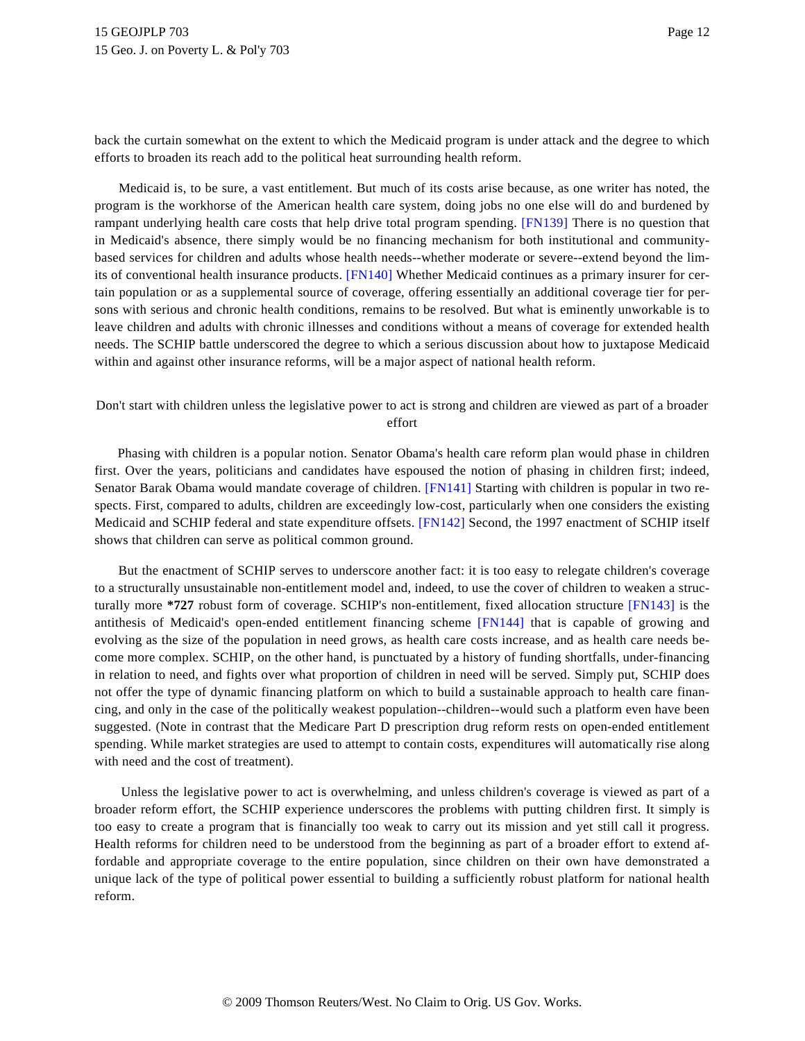back the curtain somewhat on the extent to which the Medicaid program is under attack and the degree to which efforts to broaden its reach add to the political heat surrounding health reform.

Medicaid is, to be sure, a vast entitlement. But much of its costs arise because, as one writer has noted, the program is the workhorse of the American health care system, doing jobs no one else will do and burdened by rampant underlying health care costs that help drive total program spending. [FN139] There is no question that in Medicaid's absence, there simply would be no financing mechanism for both institutional and community-based services for children and adults whose health needs--whether moderate or severe--extend beyond the limits of conventional health insurance products. [FN140] Whether Medicaid continues as a primary insurer for certain population or as a supplemental source of coverage, offering essentially an additional coverage tier for persons with serious and chronic health conditions, remains to be resolved. But what is eminently unworkable is to leave children and adults with chronic illnesses and conditions without a means of coverage for extended health needs. The SCHIP battle underscored the degree to which a serious discussion about how to juxtapose Medicaid within and against other insurance reforms, will be a major aspect of national health reform.

Don't start with children unless the legislative power to act is strong and children are viewed as part of a broader effort

Phasing with children is a popular notion. Senator Obama's health care reform plan would phase in children first. Over the years, politicians and candidates have espoused the notion of phasing in children first; indeed, Senator Barak Obama would mandate coverage of children. [FN141] Starting with children is popular in two respects. First, compared to adults, children are exceedingly low-cost, particularly when one considers the existing Medicaid and SCHIP federal and state expenditure offsets. [FN142] Second, the 1997 enactment of SCHIP itself shows that children can serve as political common ground.

But the enactment of SCHIP serves to underscore another fact: it is too easy to relegate children's coverage to a structurally unsustainable non-entitlement model and, indeed, to use the cover of children to weaken a structurally more **\*727** robust form of coverage. SCHIP's non-entitlement, fixed allocation structure [FN143] is the antithesis of Medicaid's open-ended entitlement financing scheme [FN144] that is capable of growing and evolving as the size of the population in need grows, as health care costs increase, and as health care needs become more complex. SCHIP, on the other hand, is punctuated by a history of funding shortfalls, under-financing in relation to need, and fights over what proportion of children in need will be served. Simply put, SCHIP does not offer the type of dynamic financing platform on which to build a sustainable approach to health care financing, and only in the case of the politically weakest population--children--would such a platform even have been suggested. (Note in contrast that the Medicare Part D prescription drug reform rests on open-ended entitlement spending. While market strategies are used to attempt to contain costs, expenditures will automatically rise along with need and the cost of treatment).

Unless the legislative power to act is overwhelming, and unless children's coverage is viewed as part of a broader reform effort, the SCHIP experience underscores the problems with putting children first. It simply is too easy to create a program that is financially too weak to carry out its mission and yet still call it progress. Health reforms for children need to be understood from the beginning as part of a broader effort to extend affordable and appropriate coverage to the entire population, since children on their own have demonstrated a unique lack of the type of political power essential to building a sufficiently robust platform for national health reform.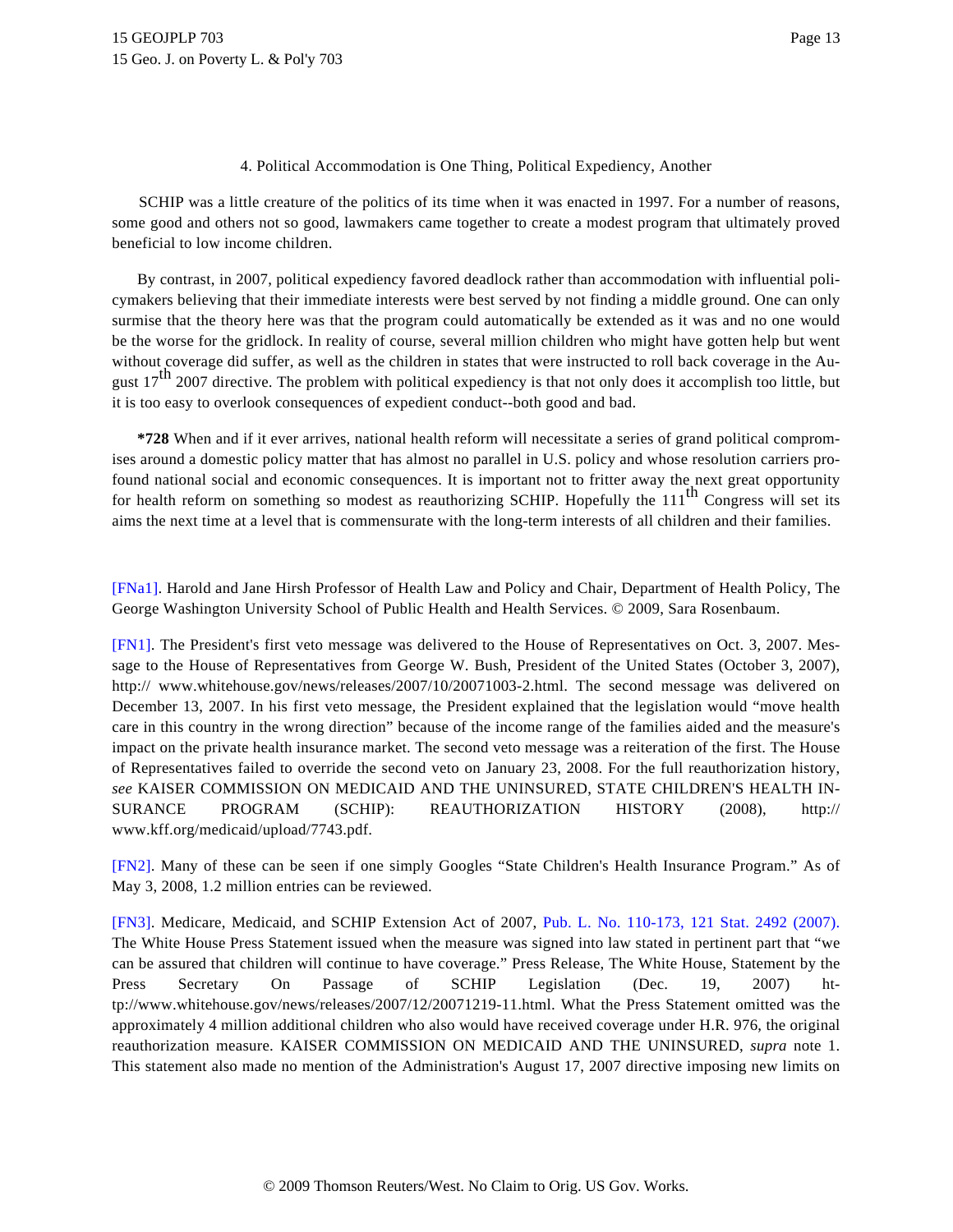### 4. Political Accommodation is One Thing, Political Expediency, Another

SCHIP was a little creature of the politics of its time when it was enacted in 1997. For a number of reasons, some good and others not so good, lawmakers came together to create a modest program that ultimately proved beneficial to low income children.

By contrast, in 2007, political expediency favored deadlock rather than accommodation with influential policymakers believing that their immediate interests were best served by not finding a middle ground. One can only surmise that the theory here was that the program could automatically be extended as it was and no one would be the worse for the gridlock. In reality of course, several million children who might have gotten help but went without coverage did suffer, as well as the children in states that were instructed to roll back coverage in the August 17th 2007 directive. The problem with political expediency is that not only does it accomplish too little, but it is too easy to overlook consequences of expedient conduct--both good and bad.

**\*728** When and if it ever arrives, national health reform will necessitate a series of grand political compromises around a domestic policy matter that has almost no parallel in U.S. policy and whose resolution carriers profound national social and economic consequences. It is important not to fritter away the next great opportunity for health reform on something so modest as reauthorizing SCHIP. Hopefully the 111th Congress will set its aims the next time at a level that is commensurate with the long-term interests of all children and their families.

[FNa1]. Harold and Jane Hirsh Professor of Health Law and Policy and Chair, Department of Health Policy, The George Washington University School of Public Health and Health Services. © 2009, Sara Rosenbaum.

[FN1]. The President's first veto message was delivered to the House of Representatives on Oct. 3, 2007. Message to the House of Representatives from George W. Bush, President of the United States (October 3, 2007), http:// www.whitehouse.gov/news/releases/2007/10/20071003-2.html. The second message was delivered on December 13, 2007. In his first veto message, the President explained that the legislation would "move health care in this country in the wrong direction" because of the income range of the families aided and the measure's impact on the private health insurance market. The second veto message was a reiteration of the first. The House of Representatives failed to override the second veto on January 23, 2008. For the full reauthorization history, *see* KAISER COMMISSION ON MEDICAID AND THE UNINSURED, STATE CHILDREN'S HEALTH INSURANCE PROGRAM (SCHIP): REAUTHORIZATION HISTORY (2008), http:// www.kff.org/medicaid/upload/7743.pdf.

[FN2]. Many of these can be seen if one simply Googles "State Children's Health Insurance Program." As of May 3, 2008, 1.2 million entries can be reviewed.

[FN3]. Medicare, Medicaid, and SCHIP Extension Act of 2007, Pub. L. No. 110-173, 121 Stat. 2492 (2007). The White House Press Statement issued when the measure was signed into law stated in pertinent part that "we can be assured that children will continue to have coverage." Press Release, The White House, Statement by the Press Secretary On Passage of SCHIP Legislation (Dec. 19, 2007) http://www.whitehouse.gov/news/releases/2007/12/20071219-11.html. What the Press Statement omitted was the approximately 4 million additional children who also would have received coverage under H.R. 976, the original reauthorization measure. KAISER COMMISSION ON MEDICAID AND THE UNINSURED, *supra* note 1. This statement also made no mention of the Administration's August 17, 2007 directive imposing new limits on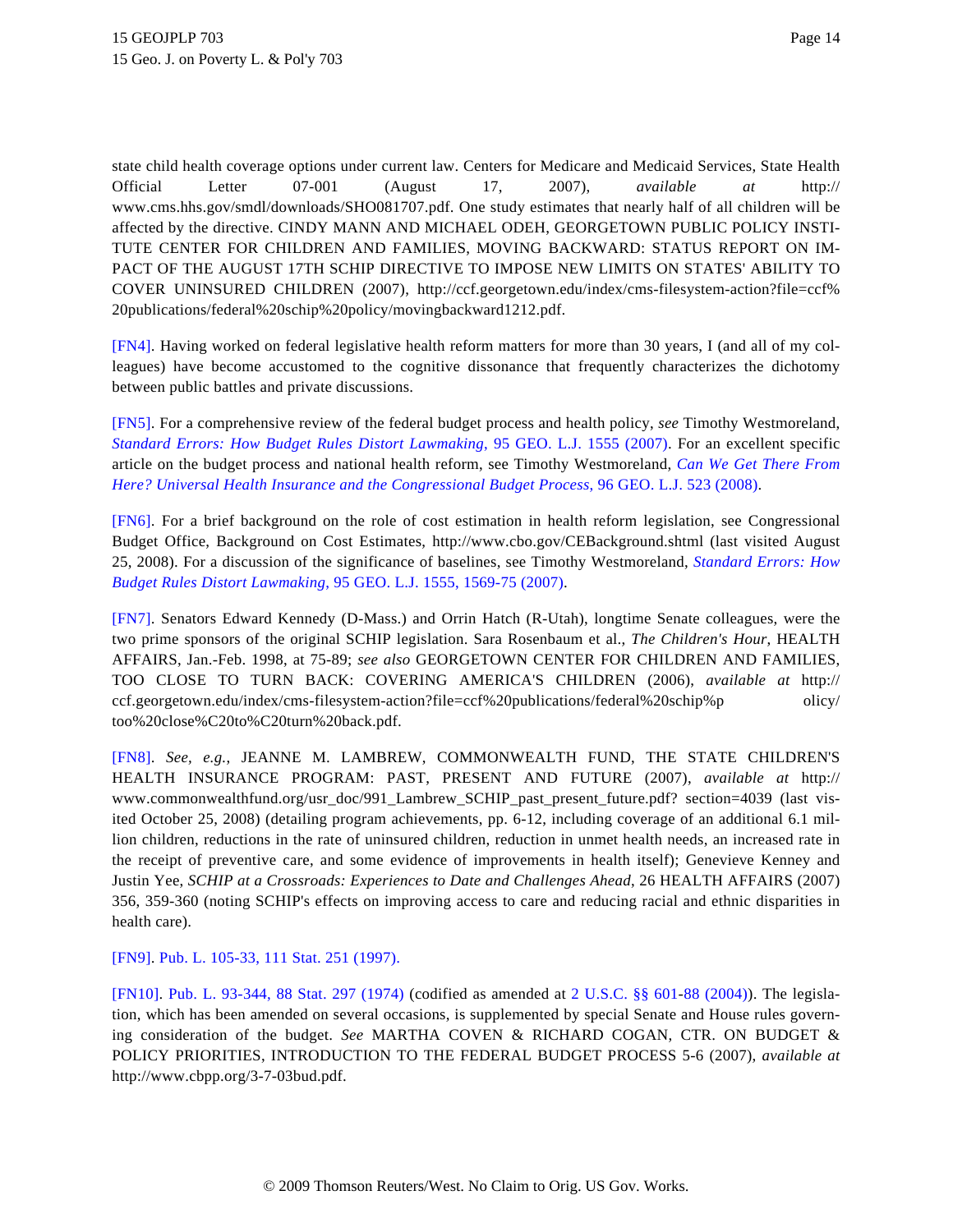state child health coverage options under current law. Centers for Medicare and Medicaid Services, State Health Official Letter 07-001 (August 17, 2007), *available at* http://www.cms.hhs.gov/smdl/downloads/SHO081707.pdf. One study estimates that nearly half of all children will be affected by the directive. CINDY MANN AND MICHAEL ODEH, GEORGETOWN PUBLIC POLICY INSTITUTE CENTER FOR CHILDREN AND FAMILIES, MOVING BACKWARD: STATUS REPORT ON IMPACT OF THE AUGUST 17TH SCHIP DIRECTIVE TO IMPOSE NEW LIMITS ON STATES' ABILITY TO COVER UNINSURED CHILDREN (2007), http://ccf.georgetown.edu/index/cms-filesystem-action?file=ccf%20publications/federal%20schip%20policy/movingbackward1212.pdf.

[FN4]. Having worked on federal legislative health reform matters for more than 30 years, I (and all of my colleagues) have become accustomed to the cognitive dissonance that frequently characterizes the dichotomy between public battles and private discussions.

[FN5]. For a comprehensive review of the federal budget process and health policy, *see* Timothy Westmoreland, *Standard Errors: How Budget Rules Distort Lawmaking*, 95 GEO. L.J. 1555 (2007). For an excellent specific article on the budget process and national health reform, see Timothy Westmoreland, *Can We Get There From Here? Universal Health Insurance and the Congressional Budget Process*, 96 GEO. L.J. 523 (2008).

[FN6]. For a brief background on the role of cost estimation in health reform legislation, see Congressional Budget Office, Background on Cost Estimates, http://www.cbo.gov/CEBackground.shtml (last visited August 25, 2008). For a discussion of the significance of baselines, see Timothy Westmoreland, *Standard Errors: How Budget Rules Distort Lawmaking*, 95 GEO. L.J. 1555, 1569-75 (2007).

[FN7]. Senators Edward Kennedy (D-Mass.) and Orrin Hatch (R-Utah), longtime Senate colleagues, were the two prime sponsors of the original SCHIP legislation. Sara Rosenbaum et al., *The Children's Hour*, HEALTH AFFAIRS, Jan.-Feb. 1998, at 75-89; *see also* GEORGETOWN CENTER FOR CHILDREN AND FAMILIES, TOO CLOSE TO TURN BACK: COVERING AMERICA'S CHILDREN (2006), *available at* http://ccf.georgetown.edu/index/cms-filesystem-action?file=ccf%20publications/federal%20schip%policy/too%20close%C20to%C20turn%20back.pdf.

[FN8]. *See, e.g.,* JEANNE M. LAMBREW, COMMONWEALTH FUND, THE STATE CHILDREN'S HEALTH INSURANCE PROGRAM: PAST, PRESENT AND FUTURE (2007), *available at* http://www.commonwealthfund.org/usr_doc/991_Lambrew_SCHIP_past_present_future.pdf? section=4039 (last visited October 25, 2008) (detailing program achievements, pp. 6-12, including coverage of an additional 6.1 million children, reductions in the rate of uninsured children, reduction in unmet health needs, an increased rate in the receipt of preventive care, and some evidence of improvements in health itself); Genevieve Kenney and Justin Yee, *SCHIP at a Crossroads: Experiences to Date and Challenges Ahead*, 26 HEALTH AFFAIRS (2007) 356, 359-360 (noting SCHIP's effects on improving access to care and reducing racial and ethnic disparities in health care).

[FN9]. Pub. L. 105-33, 111 Stat. 251 (1997).

[FN10]. Pub. L. 93-344, 88 Stat. 297 (1974) (codified as amended at 2 U.S.C. §§ 601-88 (2004)). The legislation, which has been amended on several occasions, is supplemented by special Senate and House rules governing consideration of the budget. *See* MARTHA COVEN & RICHARD COGAN, CTR. ON BUDGET & POLICY PRIORITIES, INTRODUCTION TO THE FEDERAL BUDGET PROCESS 5-6 (2007), *available at* http://www.cbpp.org/3-7-03bud.pdf.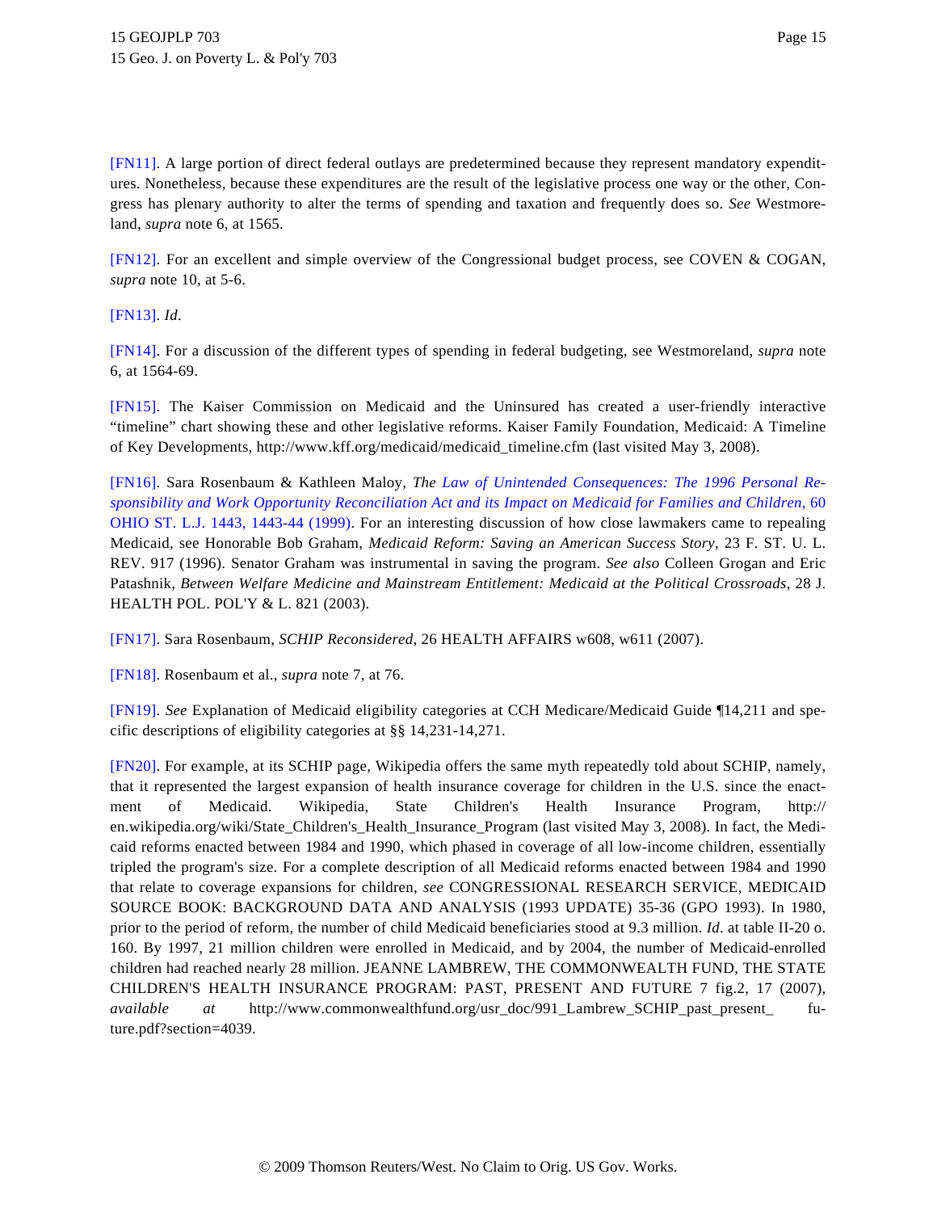[FN11]. A large portion of direct federal outlays are predetermined because they represent mandatory expenditures. Nonetheless, because these expenditures are the result of the legislative process one way or the other, Congress has plenary authority to alter the terms of spending and taxation and frequently does so. *See* Westmoreland, *supra* note 6, at 1565.

[FN12]. For an excellent and simple overview of the Congressional budget process, see COVEN & COGAN, *supra* note 10, at 5-6.

[FN13]. *Id*.

[FN14]. For a discussion of the different types of spending in federal budgeting, see Westmoreland, *supra* note 6, at 1564-69.

[FN15]. The Kaiser Commission on Medicaid and the Uninsured has created a user-friendly interactive "timeline" chart showing these and other legislative reforms. Kaiser Family Foundation, Medicaid: A Timeline of Key Developments, http://www.kff.org/medicaid/medicaid_timeline.cfm (last visited May 3, 2008).

[FN16]. Sara Rosenbaum & Kathleen Maloy, *The Law of Unintended Consequences: The 1996 Personal Responsibility and Work Opportunity Reconciliation Act and its Impact on Medicaid for Families and Children*, 60 OHIO ST. L.J. 1443, 1443-44 (1999). For an interesting discussion of how close lawmakers came to repealing Medicaid, see Honorable Bob Graham, *Medicaid Reform: Saving an American Success Story*, 23 F. ST. U. L. REV. 917 (1996). Senator Graham was instrumental in saving the program. *See also* Colleen Grogan and Eric Patashnik, *Between Welfare Medicine and Mainstream Entitlement: Medicaid at the Political Crossroads*, 28 J. HEALTH POL. POL'Y & L. 821 (2003).

[FN17]. Sara Rosenbaum, *SCHIP Reconsidered*, 26 HEALTH AFFAIRS w608, w611 (2007).

[FN18]. Rosenbaum et al., *supra* note 7, at 76.

[FN19]. *See* Explanation of Medicaid eligibility categories at CCH Medicare/Medicaid Guide ¶14,211 and specific descriptions of eligibility categories at §§ 14,231-14,271.

[FN20]. For example, at its SCHIP page, Wikipedia offers the same myth repeatedly told about SCHIP, namely, that it represented the largest expansion of health insurance coverage for children in the U.S. since the enactment of Medicaid. Wikipedia, State Children's Health Insurance Program, http://en.wikipedia.org/wiki/State_Children's_Health_Insurance_Program (last visited May 3, 2008). In fact, the Medicaid reforms enacted between 1984 and 1990, which phased in coverage of all low-income children, essentially tripled the program's size. For a complete description of all Medicaid reforms enacted between 1984 and 1990 that relate to coverage expansions for children, *see* CONGRESSIONAL RESEARCH SERVICE, MEDICAID SOURCE BOOK: BACKGROUND DATA AND ANALYSIS (1993 UPDATE) 35-36 (GPO 1993). In 1980, prior to the period of reform, the number of child Medicaid beneficiaries stood at 9.3 million. *Id*. at table II-20 o. 160. By 1997, 21 million children were enrolled in Medicaid, and by 2004, the number of Medicaid-enrolled children had reached nearly 28 million. JEANNE LAMBREW, THE COMMONWEALTH FUND, THE STATE CHILDREN'S HEALTH INSURANCE PROGRAM: PAST, PRESENT AND FUTURE 7 fig.2, 17 (2007), *available at* http://www.commonwealthfund.org/usr_doc/991_Lambrew_SCHIP_past_present_future.pdf?section=4039.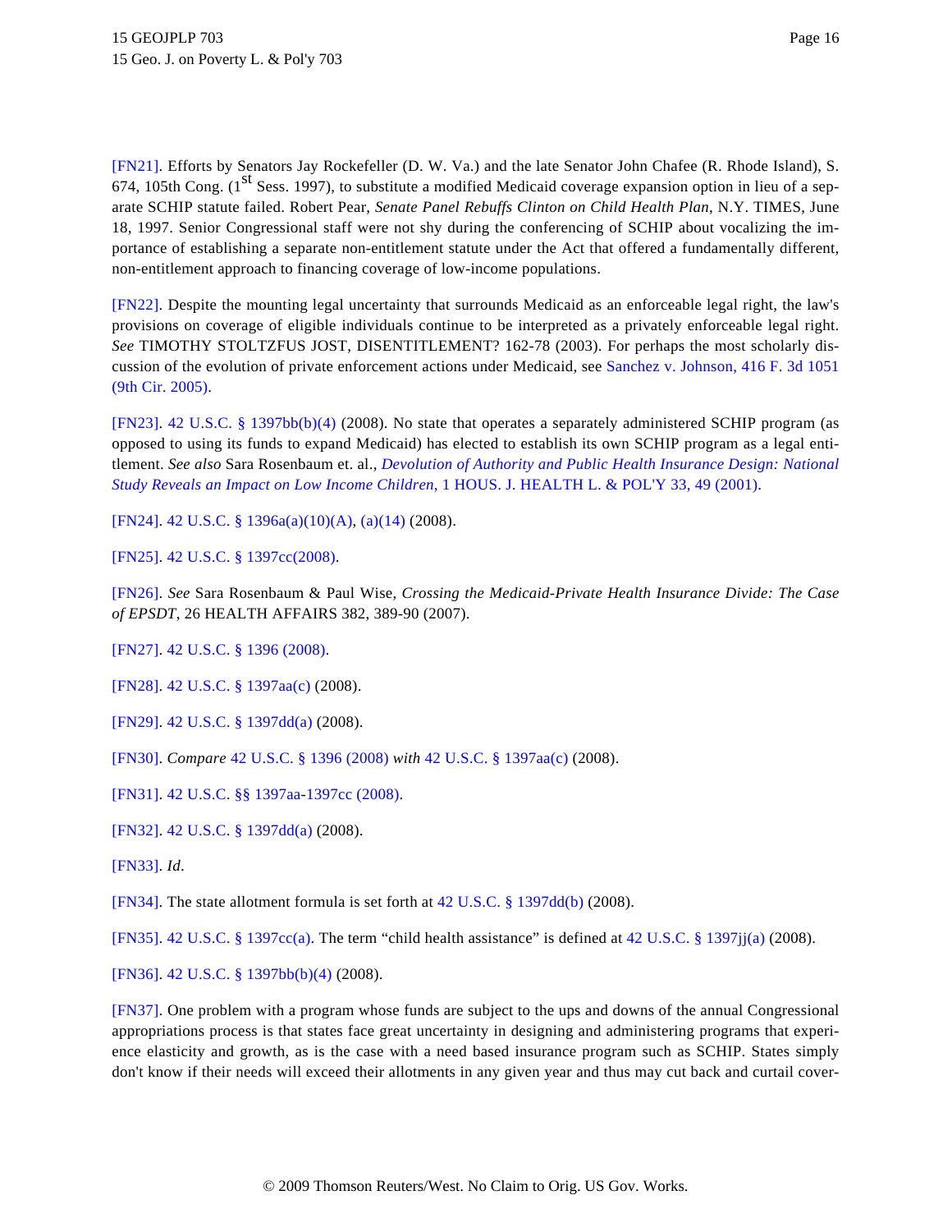[FN21]. Efforts by Senators Jay Rockefeller (D. W. Va.) and the late Senator John Chafee (R. Rhode Island), S. 674, 105th Cong. (1st Sess. 1997), to substitute a modified Medicaid coverage expansion option in lieu of a separate SCHIP statute failed. Robert Pear, *Senate Panel Rebuffs Clinton on Child Health Plan*, N.Y. TIMES, June 18, 1997. Senior Congressional staff were not shy during the conferencing of SCHIP about vocalizing the importance of establishing a separate non-entitlement statute under the Act that offered a fundamentally different, non-entitlement approach to financing coverage of low-income populations.

[FN22]. Despite the mounting legal uncertainty that surrounds Medicaid as an enforceable legal right, the law's provisions on coverage of eligible individuals continue to be interpreted as a privately enforceable legal right. *See* TIMOTHY STOLTZFUS JOST, DISENTITLEMENT? 162-78 (2003). For perhaps the most scholarly discussion of the evolution of private enforcement actions under Medicaid, see Sanchez v. Johnson, 416 F. 3d 1051 (9th Cir. 2005).

[FN23]. 42 U.S.C. § 1397bb(b)(4) (2008). No state that operates a separately administered SCHIP program (as opposed to using its funds to expand Medicaid) has elected to establish its own SCHIP program as a legal entitlement. *See also* Sara Rosenbaum et. al., *Devolution of Authority and Public Health Insurance Design: National Study Reveals an Impact on Low Income Children*, 1 HOUS. J. HEALTH L. & POL'Y 33, 49 (2001).

[FN24]. 42 U.S.C. § 1396a(a)(10)(A), (a)(14) (2008).

[FN25]. 42 U.S.C. § 1397cc(2008).

[FN26]. *See* Sara Rosenbaum & Paul Wise, *Crossing the Medicaid-Private Health Insurance Divide: The Case of EPSDT*, 26 HEALTH AFFAIRS 382, 389-90 (2007).

[FN27]. 42 U.S.C. § 1396 (2008).

[FN28]. 42 U.S.C. § 1397aa(c) (2008).

[FN29]. 42 U.S.C. § 1397dd(a) (2008).

[FN30]. *Compare* 42 U.S.C. § 1396 (2008) *with* 42 U.S.C. § 1397aa(c) (2008).

[FN31]. 42 U.S.C. §§ 1397aa-1397cc (2008).

[FN32]. 42 U.S.C. § 1397dd(a) (2008).

[FN33]. *Id*.

[FN34]. The state allotment formula is set forth at 42 U.S.C. § 1397dd(b) (2008).

[FN35]. 42 U.S.C. § 1397cc(a). The term "child health assistance" is defined at 42 U.S.C. § 1397jj(a) (2008).

[FN36]. 42 U.S.C. § 1397bb(b)(4) (2008).

[FN37]. One problem with a program whose funds are subject to the ups and downs of the annual Congressional appropriations process is that states face great uncertainty in designing and administering programs that experience elasticity and growth, as is the case with a need based insurance program such as SCHIP. States simply don't know if their needs will exceed their allotments in any given year and thus may cut back and curtail cover-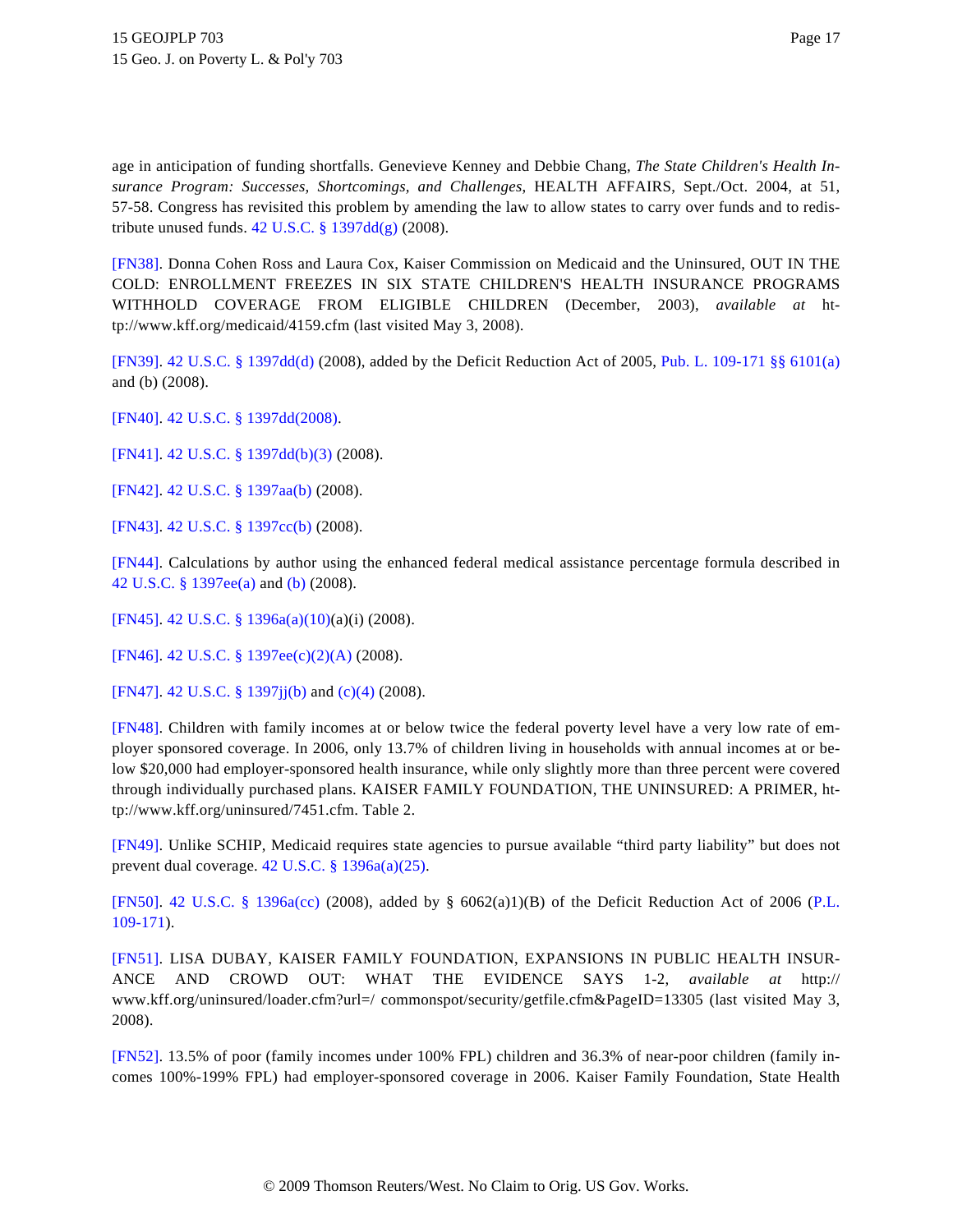age in anticipation of funding shortfalls. Genevieve Kenney and Debbie Chang, *The State Children's Health Insurance Program: Successes, Shortcomings, and Challenges*, HEALTH AFFAIRS, Sept./Oct. 2004, at 51, 57-58. Congress has revisited this problem by amending the law to allow states to carry over funds and to redistribute unused funds. 42 U.S.C. § 1397dd(g) (2008).

[FN38]. Donna Cohen Ross and Laura Cox, Kaiser Commission on Medicaid and the Uninsured, OUT IN THE COLD: ENROLLMENT FREEZES IN SIX STATE CHILDREN'S HEALTH INSURANCE PROGRAMS WITHHOLD COVERAGE FROM ELIGIBLE CHILDREN (December, 2003), *available at* http://www.kff.org/medicaid/4159.cfm (last visited May 3, 2008).

[FN39]. 42 U.S.C. § 1397dd(d) (2008), added by the Deficit Reduction Act of 2005, Pub. L. 109-171 §§ 6101(a) and (b) (2008).

[FN40]. 42 U.S.C. § 1397dd(2008).

[FN41]. 42 U.S.C. § 1397dd(b)(3) (2008).

[FN42]. 42 U.S.C. § 1397aa(b) (2008).

[FN43]. 42 U.S.C. § 1397cc(b) (2008).

[FN44]. Calculations by author using the enhanced federal medical assistance percentage formula described in 42 U.S.C. § 1397ee(a) and (b) (2008).

[FN45]. 42 U.S.C. § 1396a(a)(10)(a)(i) (2008).

[FN46]. 42 U.S.C. § 1397ee(c)(2)(A) (2008).

[FN47]. 42 U.S.C. § 1397jj(b) and (c)(4) (2008).

[FN48]. Children with family incomes at or below twice the federal poverty level have a very low rate of employer sponsored coverage. In 2006, only 13.7% of children living in households with annual incomes at or below $20,000 had employer-sponsored health insurance, while only slightly more than three percent were covered through individually purchased plans. KAISER FAMILY FOUNDATION, THE UNINSURED: A PRIMER, http://www.kff.org/uninsured/7451.cfm. Table 2.

[FN49]. Unlike SCHIP, Medicaid requires state agencies to pursue available "third party liability" but does not prevent dual coverage. 42 U.S.C. § 1396a(a)(25).

[FN50]. 42 U.S.C. § 1396a(cc) (2008), added by § 6062(a)1)(B) of the Deficit Reduction Act of 2006 (P.L. 109-171).

[FN51]. LISA DUBAY, KAISER FAMILY FOUNDATION, EXPANSIONS IN PUBLIC HEALTH INSURANCE AND CROWD OUT: WHAT THE EVIDENCE SAYS 1-2, *available at* http:// www.kff.org/uninsured/loader.cfm?url=/ commonspot/security/getfile.cfm&PageID=13305 (last visited May 3, 2008).

[FN52]. 13.5% of poor (family incomes under 100% FPL) children and 36.3% of near-poor children (family incomes 100%-199% FPL) had employer-sponsored coverage in 2006. Kaiser Family Foundation, State Health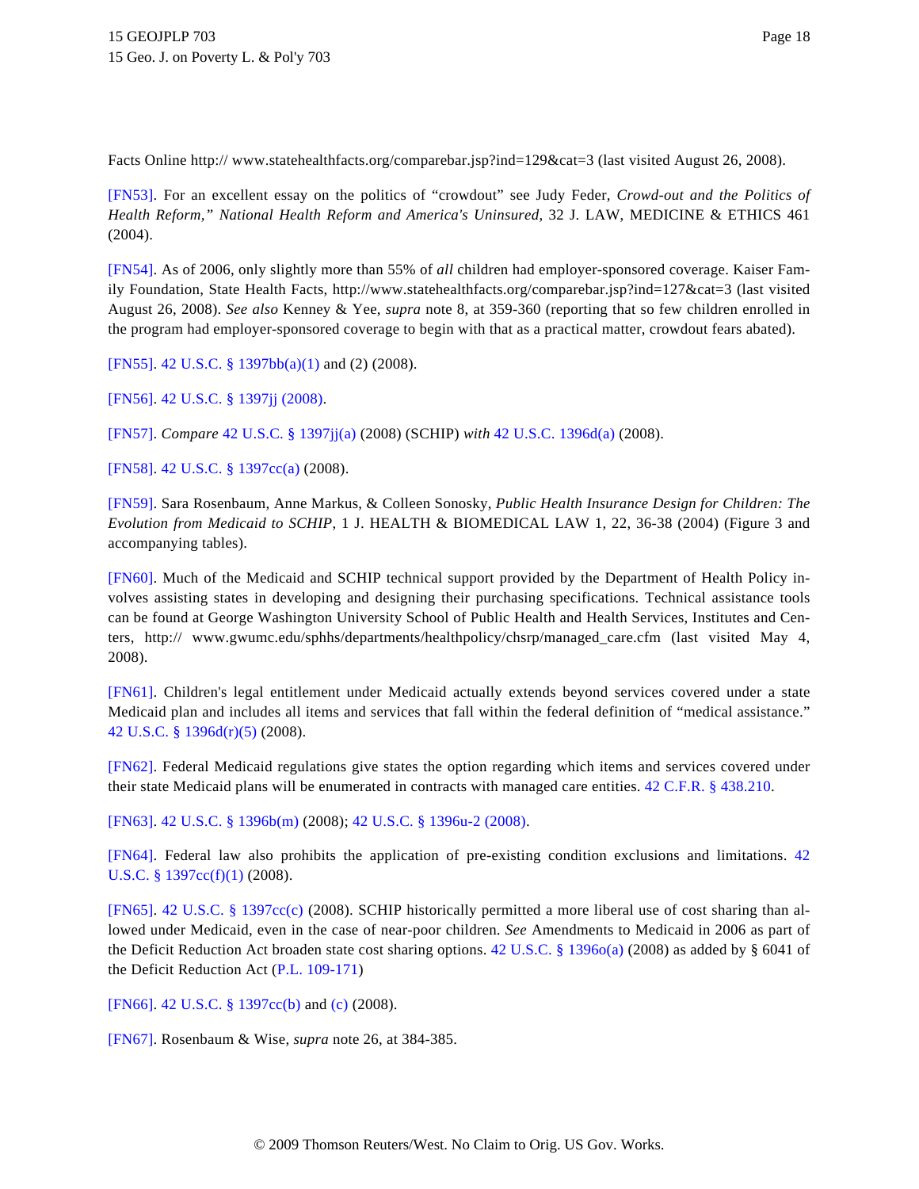Facts Online http:// www.statehealthfacts.org/comparebar.jsp?ind=129&cat=3 (last visited August 26, 2008).

[FN53]. For an excellent essay on the politics of "crowdout" see Judy Feder, *Crowd-out and the Politics of Health Reform," National Health Reform and America's Uninsured*, 32 J. LAW, MEDICINE & ETHICS 461 (2004).

[FN54]. As of 2006, only slightly more than 55% of *all* children had employer-sponsored coverage. Kaiser Family Foundation, State Health Facts, http://www.statehealthfacts.org/comparebar.jsp?ind=127&cat=3 (last visited August 26, 2008). *See also* Kenney & Yee, *supra* note 8, at 359-360 (reporting that so few children enrolled in the program had employer-sponsored coverage to begin with that as a practical matter, crowdout fears abated).

[FN55]. 42 U.S.C. § 1397bb(a)(1) and (2) (2008).

[FN56]. 42 U.S.C. § 1397jj (2008).

[FN57]. *Compare* 42 U.S.C. § 1397jj(a) (2008) (SCHIP) *with* 42 U.S.C. 1396d(a) (2008).

[FN58]. 42 U.S.C. § 1397cc(a) (2008).

[FN59]. Sara Rosenbaum, Anne Markus, & Colleen Sonosky, *Public Health Insurance Design for Children: The Evolution from Medicaid to SCHIP*, 1 J. HEALTH & BIOMEDICAL LAW 1, 22, 36-38 (2004) (Figure 3 and accompanying tables).

[FN60]. Much of the Medicaid and SCHIP technical support provided by the Department of Health Policy involves assisting states in developing and designing their purchasing specifications. Technical assistance tools can be found at George Washington University School of Public Health and Health Services, Institutes and Centers, http:// www.gwumc.edu/sphhs/departments/healthpolicy/chsrp/managed_care.cfm (last visited May 4, 2008).

[FN61]. Children's legal entitlement under Medicaid actually extends beyond services covered under a state Medicaid plan and includes all items and services that fall within the federal definition of "medical assistance." 42 U.S.C. § 1396d(r)(5) (2008).

[FN62]. Federal Medicaid regulations give states the option regarding which items and services covered under their state Medicaid plans will be enumerated in contracts with managed care entities. 42 C.F.R. § 438.210.

[FN63]. 42 U.S.C. § 1396b(m) (2008); 42 U.S.C. § 1396u-2 (2008).

[FN64]. Federal law also prohibits the application of pre-existing condition exclusions and limitations. 42 U.S.C. § 1397cc(f)(1) (2008).

[FN65]. 42 U.S.C. § 1397cc(c) (2008). SCHIP historically permitted a more liberal use of cost sharing than allowed under Medicaid, even in the case of near-poor children. *See* Amendments to Medicaid in 2006 as part of the Deficit Reduction Act broaden state cost sharing options. 42 U.S.C. § 1396o(a) (2008) as added by § 6041 of the Deficit Reduction Act (P.L. 109-171)

[FN66]. 42 U.S.C. § 1397cc(b) and (c) (2008).

[FN67]. Rosenbaum & Wise, *supra* note 26, at 384-385.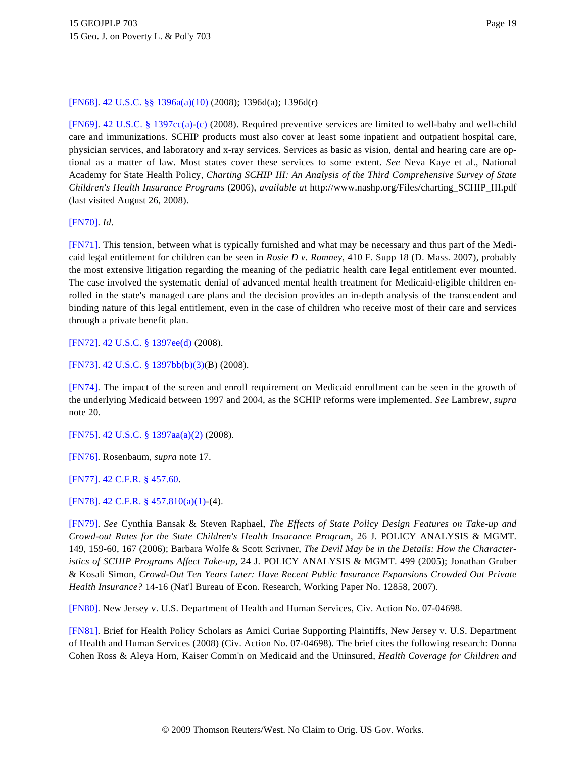[FN68]. 42 U.S.C. §§ 1396a(a)(10) (2008); 1396d(a); 1396d(r)

[FN69]. 42 U.S.C. § 1397cc(a)-(c) (2008). Required preventive services are limited to well-baby and well-child care and immunizations. SCHIP products must also cover at least some inpatient and outpatient hospital care, physician services, and laboratory and x-ray services. Services as basic as vision, dental and hearing care are optional as a matter of law. Most states cover these services to some extent. *See* Neva Kaye et al., National Academy for State Health Policy, *Charting SCHIP III: An Analysis of the Third Comprehensive Survey of State Children's Health Insurance Programs* (2006), *available at* http://www.nashp.org/Files/charting_SCHIP_III.pdf (last visited August 26, 2008).

[FN70]. *Id*.

[FN71]. This tension, between what is typically furnished and what may be necessary and thus part of the Medicaid legal entitlement for children can be seen in *Rosie D v. Romney*, 410 F. Supp 18 (D. Mass. 2007), probably the most extensive litigation regarding the meaning of the pediatric health care legal entitlement ever mounted. The case involved the systematic denial of advanced mental health treatment for Medicaid-eligible children enrolled in the state's managed care plans and the decision provides an in-depth analysis of the transcendent and binding nature of this legal entitlement, even in the case of children who receive most of their care and services through a private benefit plan.

[FN72]. 42 U.S.C. § 1397ee(d) (2008).

[FN73]. 42 U.S.C. § 1397bb(b)(3)(B) (2008).

[FN74]. The impact of the screen and enroll requirement on Medicaid enrollment can be seen in the growth of the underlying Medicaid between 1997 and 2004, as the SCHIP reforms were implemented. *See* Lambrew, *supra* note 20.

[FN75]. 42 U.S.C. § 1397aa(a)(2) (2008).

[FN76]. Rosenbaum, *supra* note 17.

[FN77]. 42 C.F.R. § 457.60.

[FN78]. 42 C.F.R. § 457.810(a)(1)-(4).

[FN79]. *See* Cynthia Bansak & Steven Raphael, *The Effects of State Policy Design Features on Take-up and Crowd-out Rates for the State Children's Health Insurance Program*, 26 J. POLICY ANALYSIS & MGMT. 149, 159-60, 167 (2006); Barbara Wolfe & Scott Scrivner, *The Devil May be in the Details: How the Characteristics of SCHIP Programs Affect Take-up*, 24 J. POLICY ANALYSIS & MGMT. 499 (2005); Jonathan Gruber & Kosali Simon, *Crowd-Out Ten Years Later: Have Recent Public Insurance Expansions Crowded Out Private Health Insurance?* 14-16 (Nat'l Bureau of Econ. Research, Working Paper No. 12858, 2007).

[FN80]. New Jersey v. U.S. Department of Health and Human Services, Civ. Action No. 07-04698.

[FN81]. Brief for Health Policy Scholars as Amici Curiae Supporting Plaintiffs, New Jersey v. U.S. Department of Health and Human Services (2008) (Civ. Action No. 07-04698). The brief cites the following research: Donna Cohen Ross & Aleya Horn, Kaiser Comm'n on Medicaid and the Uninsured, *Health Coverage for Children and*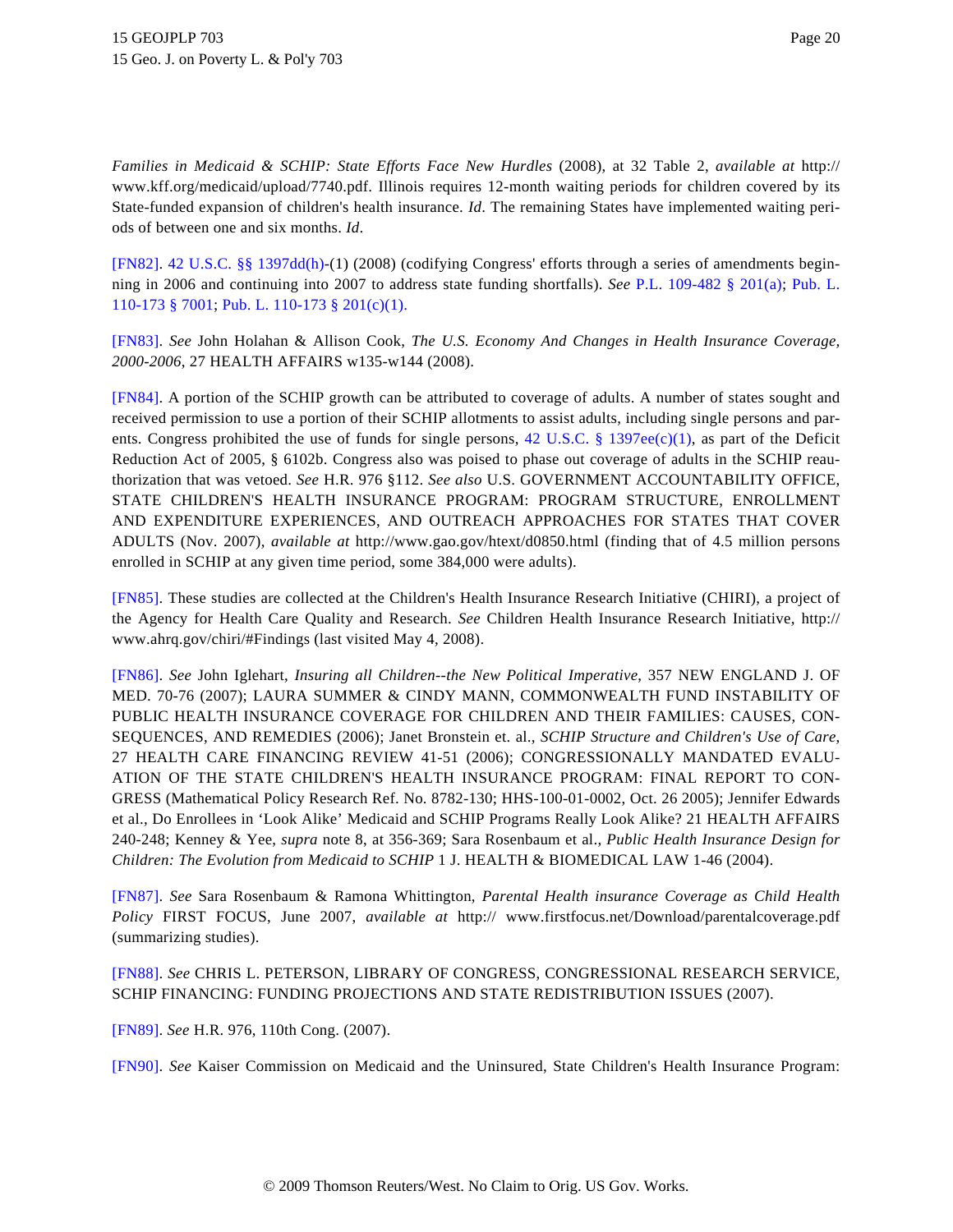*Families in Medicaid & SCHIP: State Efforts Face New Hurdles* (2008), at 32 Table 2, *available at* http:// www.kff.org/medicaid/upload/7740.pdf. Illinois requires 12-month waiting periods for children covered by its State-funded expansion of children's health insurance. *Id*. The remaining States have implemented waiting periods of between one and six months. *Id*.

[FN82]. 42 U.S.C. §§ 1397dd(h)-(1) (2008) (codifying Congress' efforts through a series of amendments beginning in 2006 and continuing into 2007 to address state funding shortfalls). *See* P.L. 109-482 § 201(a); Pub. L. 110-173 § 7001; Pub. L. 110-173 § 201(c)(1).

[FN83]. *See* John Holahan & Allison Cook, *The U.S. Economy And Changes in Health Insurance Coverage, 2000-2006*, 27 HEALTH AFFAIRS w135-w144 (2008).

[FN84]. A portion of the SCHIP growth can be attributed to coverage of adults. A number of states sought and received permission to use a portion of their SCHIP allotments to assist adults, including single persons and parents. Congress prohibited the use of funds for single persons, 42 U.S.C. § 1397ee(c)(1), as part of the Deficit Reduction Act of 2005, § 6102b. Congress also was poised to phase out coverage of adults in the SCHIP reauthorization that was vetoed. *See* H.R. 976 §112. *See also* U.S. GOVERNMENT ACCOUNTABILITY OFFICE, STATE CHILDREN'S HEALTH INSURANCE PROGRAM: PROGRAM STRUCTURE, ENROLLMENT AND EXPENDITURE EXPERIENCES, AND OUTREACH APPROACHES FOR STATES THAT COVER ADULTS (Nov. 2007), *available at* http://www.gao.gov/htext/d0850.html (finding that of 4.5 million persons enrolled in SCHIP at any given time period, some 384,000 were adults).

[FN85]. These studies are collected at the Children's Health Insurance Research Initiative (CHIRI), a project of the Agency for Health Care Quality and Research. *See* Children Health Insurance Research Initiative, http:// www.ahrq.gov/chiri/#Findings (last visited May 4, 2008).

[FN86]. *See* John Iglehart, *Insuring all Children--the New Political Imperative*, 357 NEW ENGLAND J. OF MED. 70-76 (2007); LAURA SUMMER & CINDY MANN, COMMONWEALTH FUND INSTABILITY OF PUBLIC HEALTH INSURANCE COVERAGE FOR CHILDREN AND THEIR FAMILIES: CAUSES, CONSEQUENCES, AND REMEDIES (2006); Janet Bronstein et. al., *SCHIP Structure and Children's Use of Care*, 27 HEALTH CARE FINANCING REVIEW 41-51 (2006); CONGRESSIONALLY MANDATED EVALUATION OF THE STATE CHILDREN'S HEALTH INSURANCE PROGRAM: FINAL REPORT TO CONGRESS (Mathematical Policy Research Ref. No. 8782-130; HHS-100-01-0002, Oct. 26 2005); Jennifer Edwards et al., Do Enrollees in 'Look Alike' Medicaid and SCHIP Programs Really Look Alike? 21 HEALTH AFFAIRS 240-248; Kenney & Yee, *supra* note 8, at 356-369; Sara Rosenbaum et al., *Public Health Insurance Design for Children: The Evolution from Medicaid to SCHIP* 1 J. HEALTH & BIOMEDICAL LAW 1-46 (2004).

[FN87]. *See* Sara Rosenbaum & Ramona Whittington, *Parental Health insurance Coverage as Child Health Policy* FIRST FOCUS, June 2007, *available at* http:// www.firstfocus.net/Download/parentalcoverage.pdf (summarizing studies).

[FN88]. *See* CHRIS L. PETERSON, LIBRARY OF CONGRESS, CONGRESSIONAL RESEARCH SERVICE, SCHIP FINANCING: FUNDING PROJECTIONS AND STATE REDISTRIBUTION ISSUES (2007).

[FN89]. *See* H.R. 976, 110th Cong. (2007).

[FN90]. *See* Kaiser Commission on Medicaid and the Uninsured, State Children's Health Insurance Program: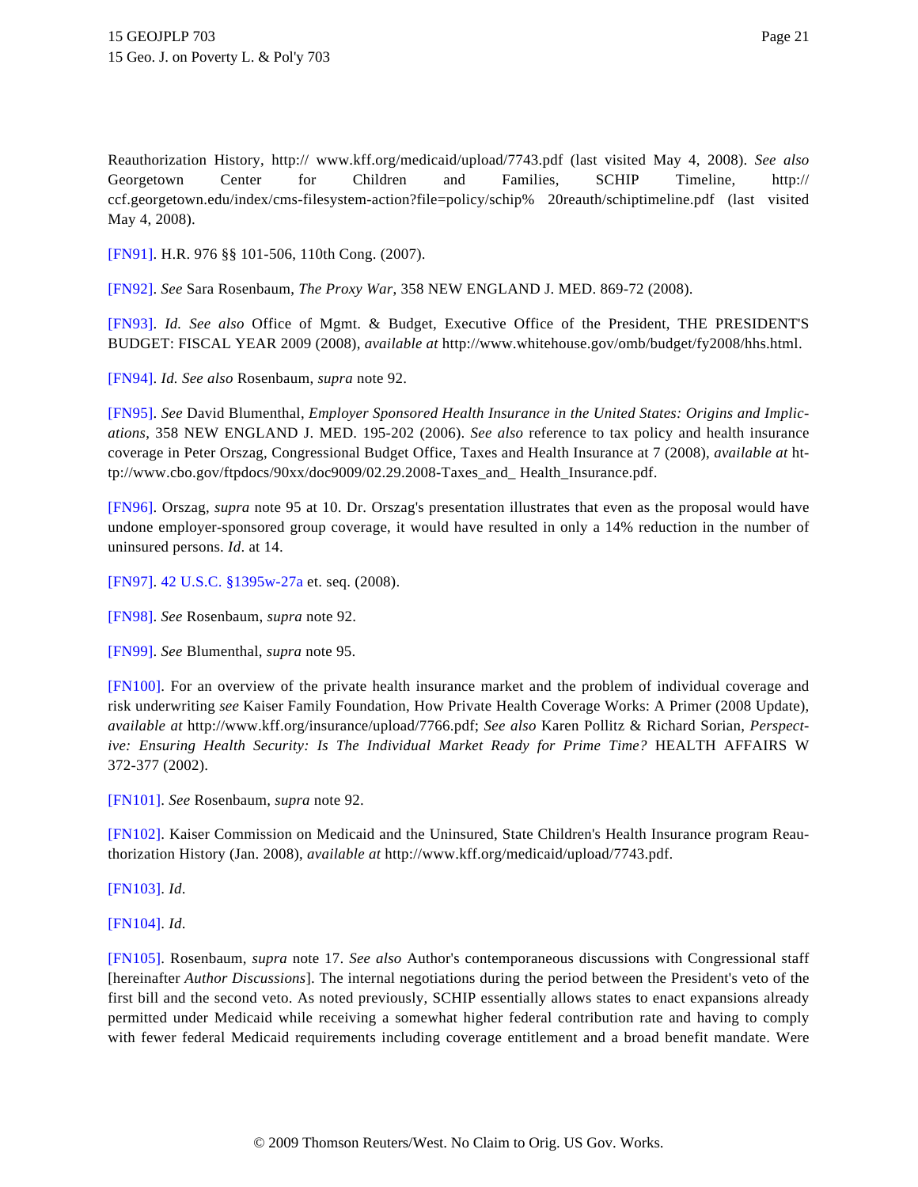Reauthorization History, http:// www.kff.org/medicaid/upload/7743.pdf (last visited May 4, 2008). *See also* Georgetown Center for Children and Families, SCHIP Timeline, http:// ccf.georgetown.edu/index/cms-filesystem-action?file=policy/schip% 20reauth/schiptimeline.pdf (last visited May 4, 2008).

[FN91]. H.R. 976 §§ 101-506, 110th Cong. (2007).

[FN92]. *See* Sara Rosenbaum, *The Proxy War*, 358 NEW ENGLAND J. MED. 869-72 (2008).

[FN93]. *Id. See also* Office of Mgmt. & Budget, Executive Office of the President, THE PRESIDENT'S BUDGET: FISCAL YEAR 2009 (2008), *available at* http://www.whitehouse.gov/omb/budget/fy2008/hhs.html.

[FN94]. *Id. See also* Rosenbaum, *supra* note 92.

[FN95]. *See* David Blumenthal, *Employer Sponsored Health Insurance in the United States: Origins and Implications*, 358 NEW ENGLAND J. MED. 195-202 (2006). *See also* reference to tax policy and health insurance coverage in Peter Orszag, Congressional Budget Office, Taxes and Health Insurance at 7 (2008), *available at* http://www.cbo.gov/ftpdocs/90xx/doc9009/02.29.2008-Taxes_and_ Health_Insurance.pdf.

[FN96]. Orszag, *supra* note 95 at 10. Dr. Orszag's presentation illustrates that even as the proposal would have undone employer-sponsored group coverage, it would have resulted in only a 14% reduction in the number of uninsured persons. *Id*. at 14.

[FN97]. 42 U.S.C. §1395w-27a et. seq. (2008).

[FN98]. *See* Rosenbaum, *supra* note 92.

[FN99]. *See* Blumenthal, *supra* note 95.

[FN100]. For an overview of the private health insurance market and the problem of individual coverage and risk underwriting *see* Kaiser Family Foundation, How Private Health Coverage Works: A Primer (2008 Update), *available at* http://www.kff.org/insurance/upload/7766.pdf; *See also* Karen Pollitz & Richard Sorian, *Perspective: Ensuring Health Security: Is The Individual Market Ready for Prime Time?* HEALTH AFFAIRS W 372-377 (2002).

[FN101]. *See* Rosenbaum, *supra* note 92.

[FN102]. Kaiser Commission on Medicaid and the Uninsured, State Children's Health Insurance program Reauthorization History (Jan. 2008), *available at* http://www.kff.org/medicaid/upload/7743.pdf.

[FN103]. *Id*.

[FN104]. *Id*.

[FN105]. Rosenbaum, *supra* note 17. *See also* Author's contemporaneous discussions with Congressional staff [hereinafter *Author Discussions*]. The internal negotiations during the period between the President's veto of the first bill and the second veto. As noted previously, SCHIP essentially allows states to enact expansions already permitted under Medicaid while receiving a somewhat higher federal contribution rate and having to comply with fewer federal Medicaid requirements including coverage entitlement and a broad benefit mandate. Were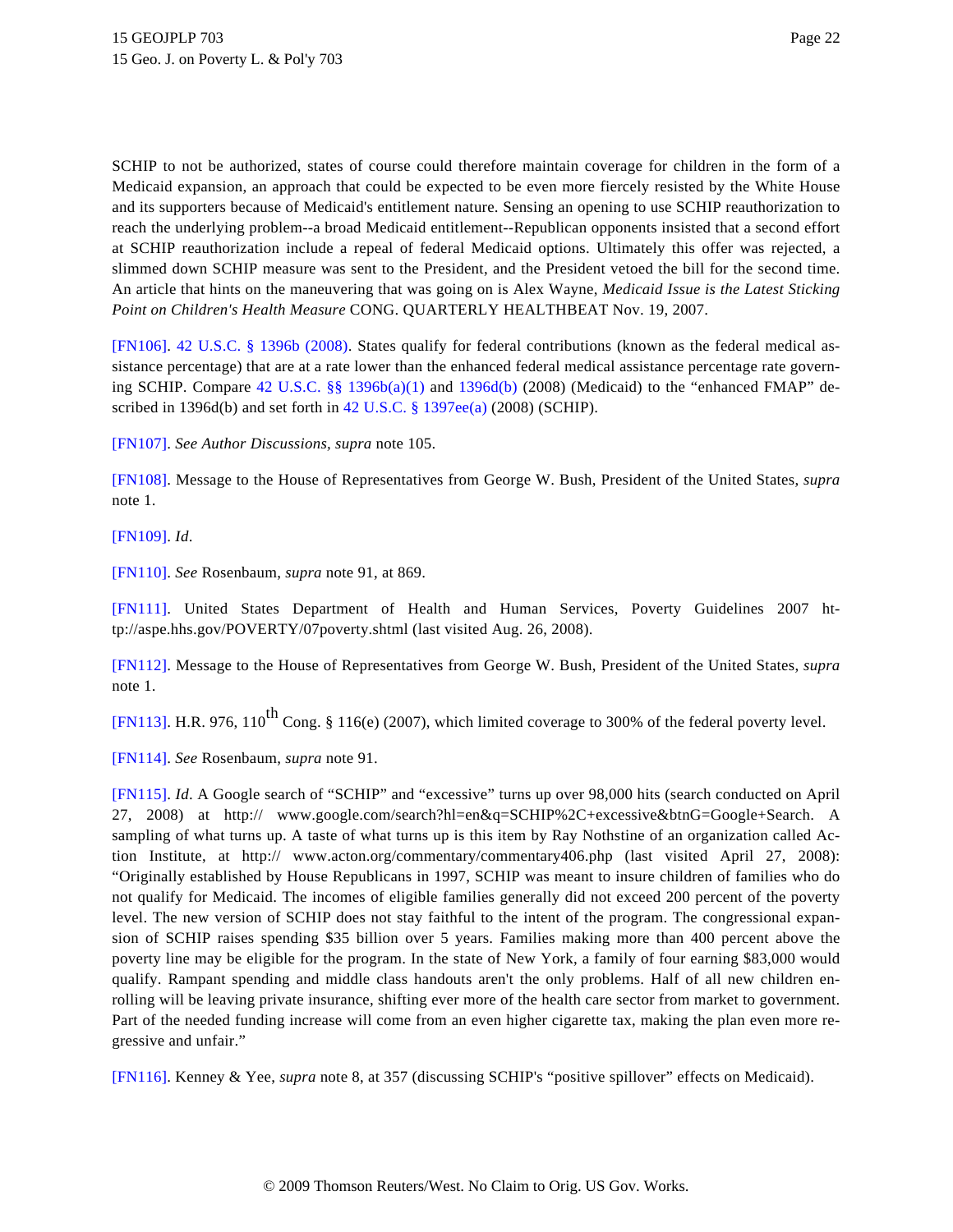SCHIP to not be authorized, states of course could therefore maintain coverage for children in the form of a Medicaid expansion, an approach that could be expected to be even more fiercely resisted by the White House and its supporters because of Medicaid's entitlement nature. Sensing an opening to use SCHIP reauthorization to reach the underlying problem--a broad Medicaid entitlement--Republican opponents insisted that a second effort at SCHIP reauthorization include a repeal of federal Medicaid options. Ultimately this offer was rejected, a slimmed down SCHIP measure was sent to the President, and the President vetoed the bill for the second time. An article that hints on the maneuvering that was going on is Alex Wayne, *Medicaid Issue is the Latest Sticking Point on Children's Health Measure* CONG. QUARTERLY HEALTHBEAT Nov. 19, 2007.

[FN106]. 42 U.S.C. § 1396b (2008). States qualify for federal contributions (known as the federal medical assistance percentage) that are at a rate lower than the enhanced federal medical assistance percentage rate governing SCHIP. Compare 42 U.S.C. §§ 1396b(a)(1) and 1396d(b) (2008) (Medicaid) to the "enhanced FMAP" described in 1396d(b) and set forth in 42 U.S.C. § 1397ee(a) (2008) (SCHIP).

[FN107]. *See Author Discussions*, *supra* note 105.

[FN108]. Message to the House of Representatives from George W. Bush, President of the United States, *supra* note 1.

[FN109]. *Id*.

[FN110]. *See* Rosenbaum, *supra* note 91, at 869.

[FN111]. United States Department of Health and Human Services, Poverty Guidelines 2007 http://aspe.hhs.gov/POVERTY/07poverty.shtml (last visited Aug. 26, 2008).

[FN112]. Message to the House of Representatives from George W. Bush, President of the United States, *supra* note 1.

[FN113]. H.R. 976, 110th Cong. § 116(e) (2007), which limited coverage to 300% of the federal poverty level.

[FN114]. *See* Rosenbaum, *supra* note 91.

[FN115]. *Id*. A Google search of "SCHIP" and "excessive" turns up over 98,000 hits (search conducted on April 27, 2008) at http:// www.google.com/search?hl=en&q=SCHIP%2C+excessive&btnG=Google+Search. A sampling of what turns up. A taste of what turns up is this item by Ray Nothstine of an organization called Action Institute, at http:// www.acton.org/commentary/commentary406.php (last visited April 27, 2008): "Originally established by House Republicans in 1997, SCHIP was meant to insure children of families who do not qualify for Medicaid. The incomes of eligible families generally did not exceed 200 percent of the poverty level. The new version of SCHIP does not stay faithful to the intent of the program. The congressional expansion of SCHIP raises spending $35 billion over 5 years. Families making more than 400 percent above the poverty line may be eligible for the program. In the state of New York, a family of four earning $83,000 would qualify. Rampant spending and middle class handouts aren't the only problems. Half of all new children enrolling will be leaving private insurance, shifting ever more of the health care sector from market to government. Part of the needed funding increase will come from an even higher cigarette tax, making the plan even more regressive and unfair."

[FN116]. Kenney & Yee, *supra* note 8, at 357 (discussing SCHIP's "positive spillover" effects on Medicaid).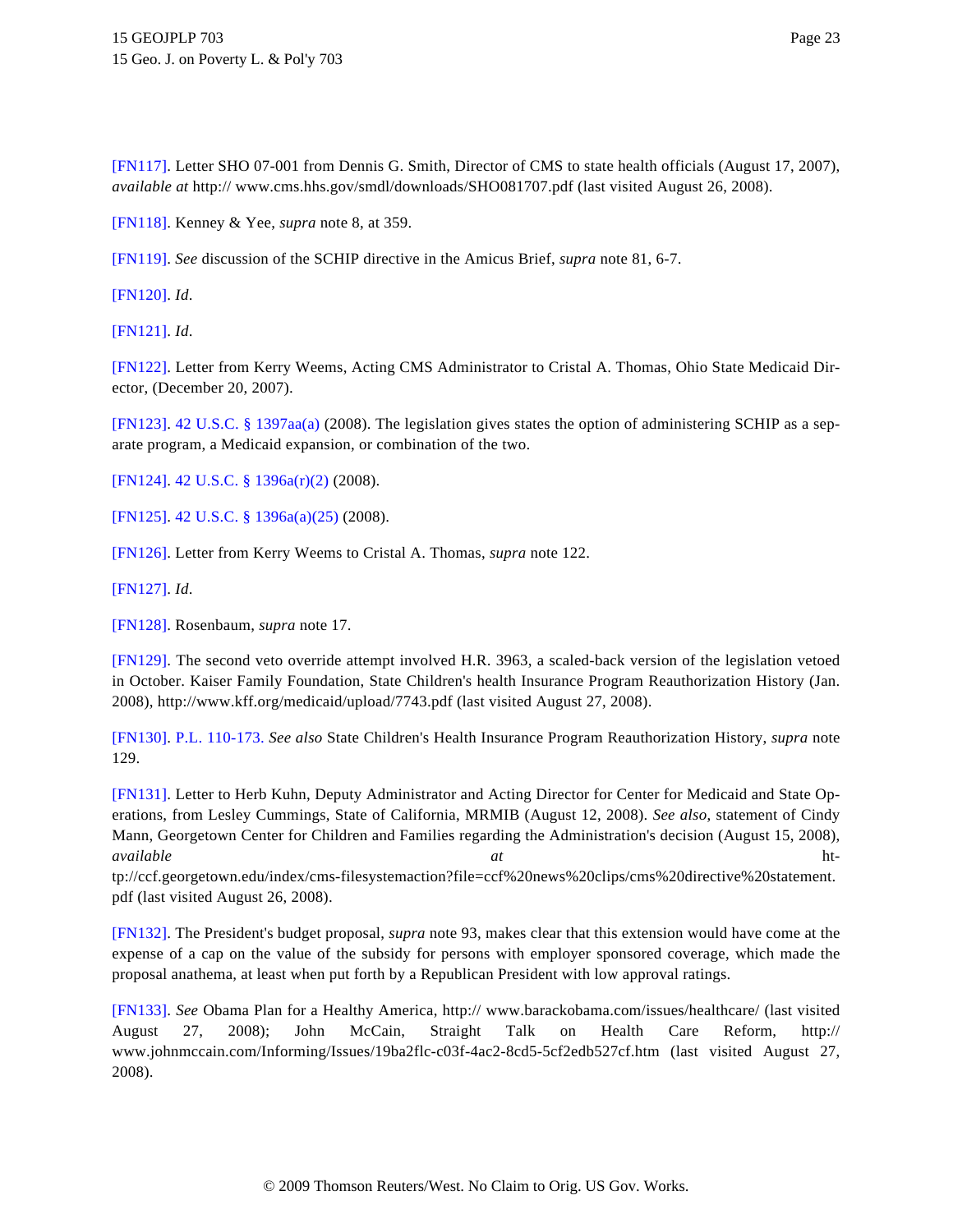[FN117]. Letter SHO 07-001 from Dennis G. Smith, Director of CMS to state health officials (August 17, 2007), *available at* http:// www.cms.hhs.gov/smdl/downloads/SHO081707.pdf (last visited August 26, 2008).

[FN118]. Kenney & Yee, *supra* note 8, at 359.

[FN119]. *See* discussion of the SCHIP directive in the Amicus Brief, *supra* note 81, 6-7.

[FN120]. *Id*.

[FN121]. *Id*.

[FN122]. Letter from Kerry Weems, Acting CMS Administrator to Cristal A. Thomas, Ohio State Medicaid Director, (December 20, 2007).

[FN123]. 42 U.S.C. § 1397aa(a) (2008). The legislation gives states the option of administering SCHIP as a separate program, a Medicaid expansion, or combination of the two.

[FN124]. 42 U.S.C. § 1396a(r)(2) (2008).

[FN125]. 42 U.S.C. § 1396a(a)(25) (2008).

[FN126]. Letter from Kerry Weems to Cristal A. Thomas, *supra* note 122.

[FN127]. *Id*.

[FN128]. Rosenbaum, *supra* note 17.

[FN129]. The second veto override attempt involved H.R. 3963, a scaled-back version of the legislation vetoed in October. Kaiser Family Foundation, State Children's health Insurance Program Reauthorization History (Jan. 2008), http://www.kff.org/medicaid/upload/7743.pdf (last visited August 27, 2008).

[FN130]. P.L. 110-173. *See also* State Children's Health Insurance Program Reauthorization History, *supra* note 129.

[FN131]. Letter to Herb Kuhn, Deputy Administrator and Acting Director for Center for Medicaid and State Operations, from Lesley Cummings, State of California, MRMIB (August 12, 2008). *See also*, statement of Cindy Mann, Georgetown Center for Children and Families regarding the Administration's decision (August 15, 2008), *available at* http://ccf.georgetown.edu/index/cms-filesystemaction?file=ccf%20news%20clips/cms%20directive%20statement.pdf (last visited August 26, 2008).

[FN132]. The President's budget proposal, *supra* note 93, makes clear that this extension would have come at the expense of a cap on the value of the subsidy for persons with employer sponsored coverage, which made the proposal anathema, at least when put forth by a Republican President with low approval ratings.

[FN133]. *See* Obama Plan for a Healthy America, http:// www.barackobama.com/issues/healthcare/ (last visited August 27, 2008); John McCain, Straight Talk on Health Care Reform, http:// www.johnmccain.com/Informing/Issues/19ba2flc-c03f-4ac2-8cd5-5cf2edb527cf.htm (last visited August 27, 2008).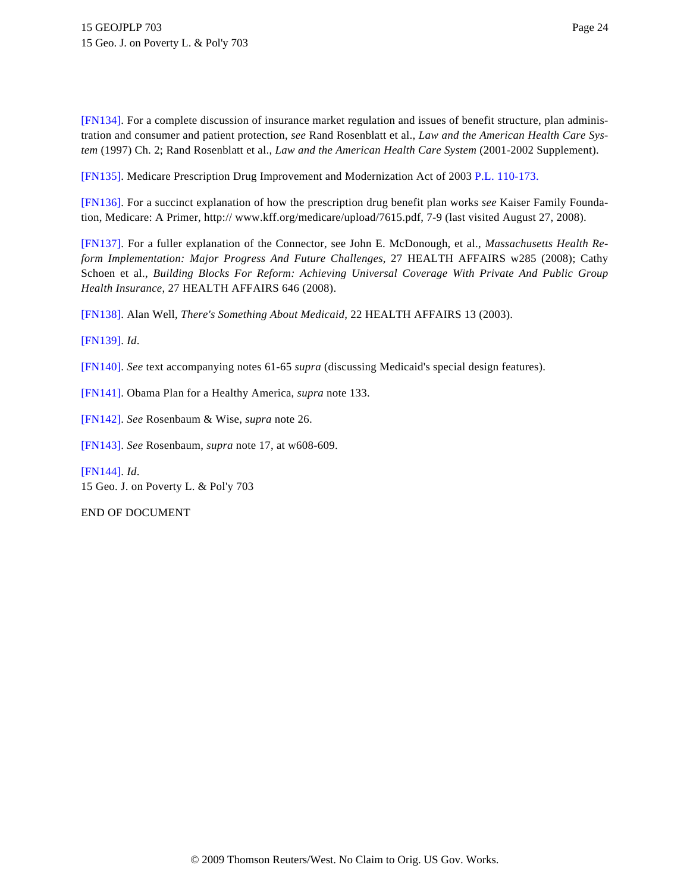[FN134]. For a complete discussion of insurance market regulation and issues of benefit structure, plan administration and consumer and patient protection, *see* Rand Rosenblatt et al., *Law and the American Health Care System* (1997) Ch. 2; Rand Rosenblatt et al., *Law and the American Health Care System* (2001-2002 Supplement).

[FN135]. Medicare Prescription Drug Improvement and Modernization Act of 2003 P.L. 110-173.

[FN136]. For a succinct explanation of how the prescription drug benefit plan works *see* Kaiser Family Foundation, Medicare: A Primer, http:// www.kff.org/medicare/upload/7615.pdf, 7-9 (last visited August 27, 2008).

[FN137]. For a fuller explanation of the Connector, see John E. McDonough, et al., *Massachusetts Health Reform Implementation: Major Progress And Future Challenges*, 27 HEALTH AFFAIRS w285 (2008); Cathy Schoen et al., *Building Blocks For Reform: Achieving Universal Coverage With Private And Public Group Health Insurance*, 27 HEALTH AFFAIRS 646 (2008).

[FN138]. Alan Well, *There's Something About Medicaid*, 22 HEALTH AFFAIRS 13 (2003).

[FN139]. *Id*.

[FN140]. *See* text accompanying notes 61-65 *supra* (discussing Medicaid's special design features).

[FN141]. Obama Plan for a Healthy America, *supra* note 133.

[FN142]. *See* Rosenbaum & Wise, *supra* note 26.

[FN143]. *See* Rosenbaum, *supra* note 17, at w608-609.

[FN144]. *Id*.
15 Geo. J. on Poverty L. & Pol'y 703

END OF DOCUMENT